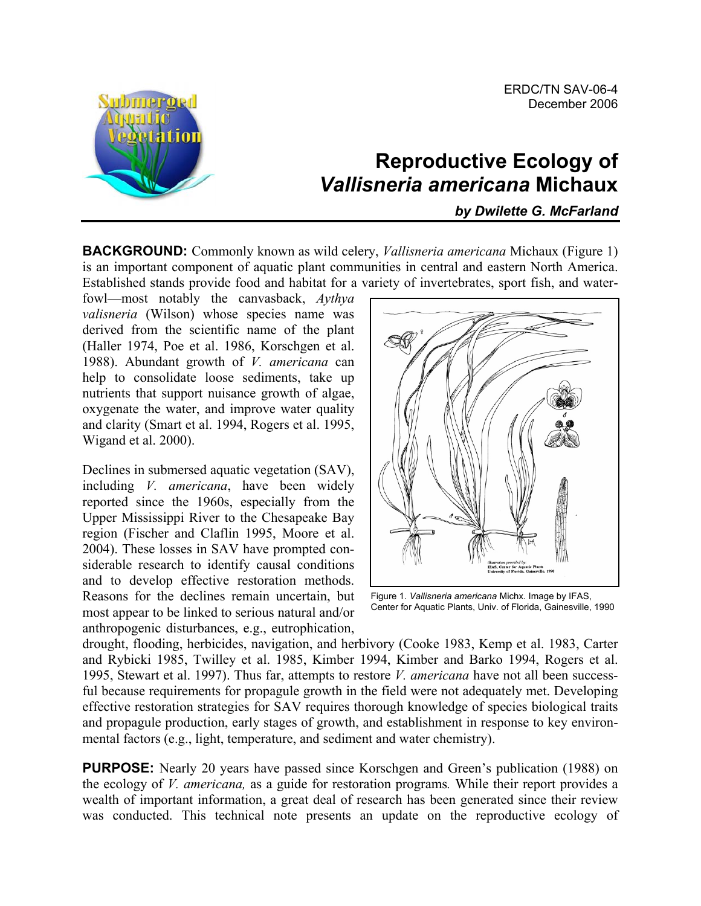ERDC/TN SAV-06-4
December 2006

# Reproductive Ecology of *Vallisneria americana* Michaux

***by Dwilette G. McFarland***

**BACKGROUND:** Commonly known as wild celery, *Vallisneria americana* Michaux (Figure 1) is an important component of aquatic plant communities in central and eastern North America. Established stands provide food and habitat for a variety of invertebrates, sport fish, and waterfowl—most notably the canvasback, *Aythya valisneria* (Wilson) whose species name was derived from the scientific name of the plant (Haller 1974, Poe et al. 1986, Korschgen et al. 1988). Abundant growth of *V. americana* can help to consolidate loose sediments, take up nutrients that support nuisance growth of algae, oxygenate the water, and improve water quality and clarity (Smart et al. 1994, Rogers et al. 1995, Wigand et al. 2000).

Figure 1. *Vallisneria americana* Michx. Image by IFAS, Center for Aquatic Plants, Univ. of Florida, Gainesville, 1990

Declines in submersed aquatic vegetation (SAV), including *V. americana*, have been widely reported since the 1960s, especially from the Upper Mississippi River to the Chesapeake Bay region (Fischer and Claflin 1995, Moore et al. 2004). These losses in SAV have prompted considerable research to identify causal conditions and to develop effective restoration methods. Reasons for the declines remain uncertain, but most appear to be linked to serious natural and/or anthropogenic disturbances, e.g., eutrophication, drought, flooding, herbicides, navigation, and herbivory (Cooke 1983, Kemp et al. 1983, Carter and Rybicki 1985, Twilley et al. 1985, Kimber 1994, Kimber and Barko 1994, Rogers et al. 1995, Stewart et al. 1997). Thus far, attempts to restore *V. americana* have not all been successful because requirements for propagule growth in the field were not adequately met. Developing effective restoration strategies for SAV requires thorough knowledge of species biological traits and propagule production, early stages of growth, and establishment in response to key environmental factors (e.g., light, temperature, and sediment and water chemistry).

**PURPOSE:** Nearly 20 years have passed since Korschgen and Green's publication (1988) on the ecology of *V. americana,* as a guide for restoration programs*.* While their report provides a wealth of important information, a great deal of research has been generated since their review was conducted. This technical note presents an update on the reproductive ecology of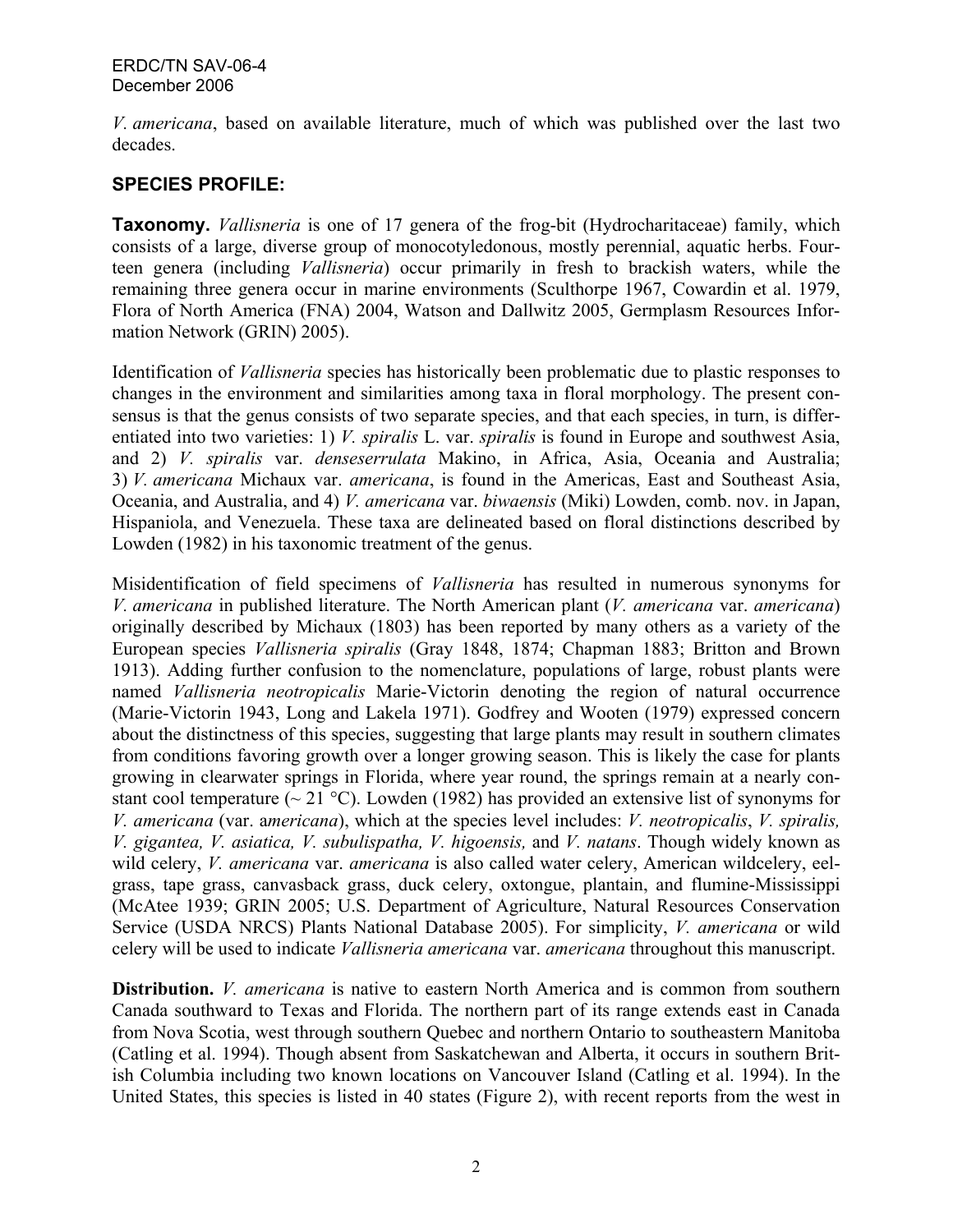*V. americana*, based on available literature, much of which was published over the last two decades.

## SPECIES PROFILE:

**Taxonomy.** *Vallisneria* is one of 17 genera of the frog-bit (Hydrocharitaceae) family, which consists of a large, diverse group of monocotyledonous, mostly perennial, aquatic herbs. Fourteen genera (including *Vallisneria*) occur primarily in fresh to brackish waters, while the remaining three genera occur in marine environments (Sculthorpe 1967, Cowardin et al. 1979, Flora of North America (FNA) 2004, Watson and Dallwitz 2005, Germplasm Resources Information Network (GRIN) 2005).

Identification of *Vallisneria* species has historically been problematic due to plastic responses to changes in the environment and similarities among taxa in floral morphology. The present consensus is that the genus consists of two separate species, and that each species, in turn, is differentiated into two varieties: 1) *V. spiralis* L. var. *spiralis* is found in Europe and southwest Asia, and 2) *V. spiralis* var. *denseserrulata* Makino, in Africa, Asia, Oceania and Australia; 3) *V. americana* Michaux var. *americana*, is found in the Americas, East and Southeast Asia, Oceania, and Australia, and 4) *V. americana* var. *biwaensis* (Miki) Lowden, comb. nov. in Japan, Hispaniola, and Venezuela. These taxa are delineated based on floral distinctions described by Lowden (1982) in his taxonomic treatment of the genus.

Misidentification of field specimens of *Vallisneria* has resulted in numerous synonyms for *V. americana* in published literature. The North American plant (*V. americana* var. *americana*) originally described by Michaux (1803) has been reported by many others as a variety of the European species *Vallisneria spiralis* (Gray 1848, 1874; Chapman 1883; Britton and Brown 1913). Adding further confusion to the nomenclature, populations of large, robust plants were named *Vallisneria neotropicalis* Marie-Victorin denoting the region of natural occurrence (Marie-Victorin 1943, Long and Lakela 1971). Godfrey and Wooten (1979) expressed concern about the distinctness of this species, suggesting that large plants may result in southern climates from conditions favoring growth over a longer growing season. This is likely the case for plants growing in clearwater springs in Florida, where year round, the springs remain at a nearly constant cool temperature (~ 21 °C). Lowden (1982) has provided an extensive list of synonyms for *V. americana* (var. a*mericana*), which at the species level includes: *V. neotropicalis*, *V. spiralis, V. gigantea, V. asiatica, V. subulispatha, V. higoensis,* and *V. natans*. Though widely known as wild celery, *V. americana* var. *americana* is also called water celery, American wildcelery, eelgrass, tape grass, canvasback grass, duck celery, oxtongue, plantain, and flumine-Mississippi (McAtee 1939; GRIN 2005; U.S. Department of Agriculture, Natural Resources Conservation Service (USDA NRCS) Plants National Database 2005). For simplicity, *V. americana* or wild celery will be used to indicate *Vallisneria americana* var. *americana* throughout this manuscript.

**Distribution.** *V. americana* is native to eastern North America and is common from southern Canada southward to Texas and Florida. The northern part of its range extends east in Canada from Nova Scotia, west through southern Quebec and northern Ontario to southeastern Manitoba (Catling et al. 1994). Though absent from Saskatchewan and Alberta, it occurs in southern British Columbia including two known locations on Vancouver Island (Catling et al. 1994). In the United States, this species is listed in 40 states (Figure 2), with recent reports from the west in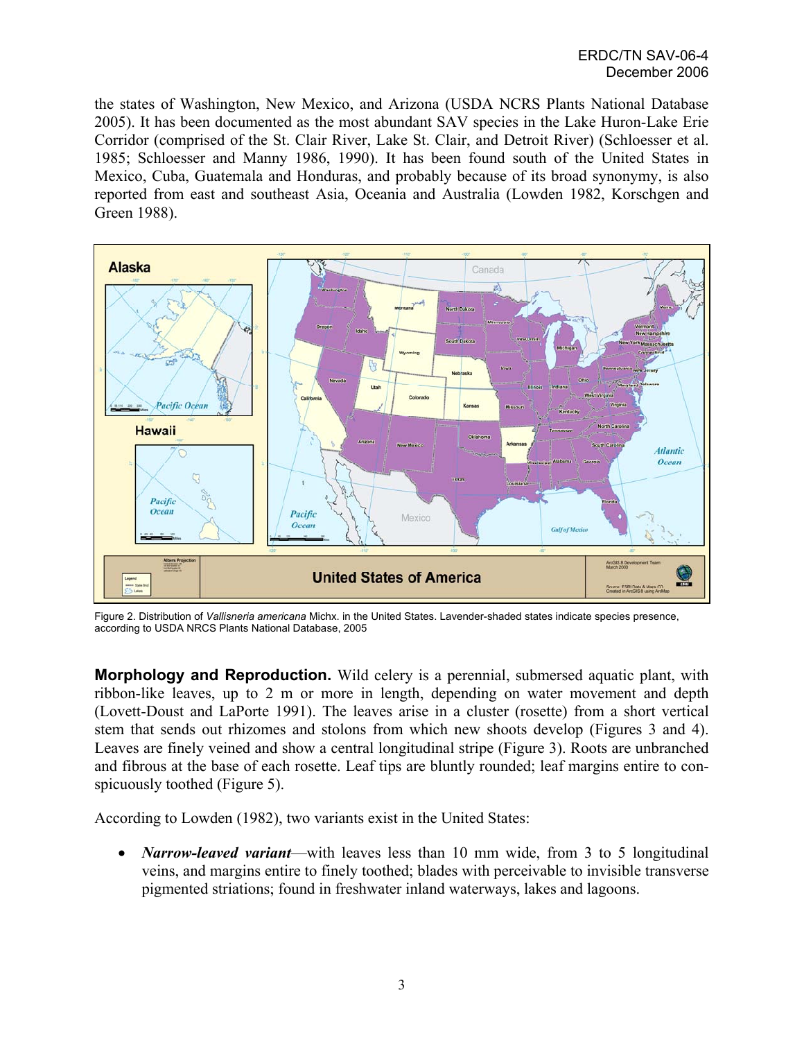the states of Washington, New Mexico, and Arizona (USDA NCRS Plants National Database 2005). It has been documented as the most abundant SAV species in the Lake Huron-Lake Erie Corridor (comprised of the St. Clair River, Lake St. Clair, and Detroit River) (Schloesser et al. 1985; Schloesser and Manny 1986, 1990). It has found south of the United States in Mexico, Cuba, Guatemala and Honduras, and probably because of its broad synonymy, is also reported from east and southeast Asia, Oceania and Australia (Lowden 1982, Korschgen and Green 1988).

Figure 2. Distribution of *Vallisneria americana* Michx. in the United States. Lavender-shaded states indicate species presence, according to USDA NRCS Plants National Database, 2005

**Morphology and Reproduction.** Wild celery is a perennial, submersed aquatic plant, with ribbon-like leaves, up to 2 m or more in length, depending on water movement and depth (Lovett-Doust and LaPorte 1991). The leaves arise in a cluster (rosette) from a short vertical stem that sends out rhizomes and stolons from which new shoots develop (Figures 3 and 4). Leaves are finely veined and show a central longitudinal stripe (Figure 3). Roots are unbranched and fibrous at the base of each rosette. Leaf tips are bluntly rounded; leaf margins entire to conspicuously toothed (Figure 5).

According to Lowden (1982), two variants exist in the United States:

- ***Narrow-leaved variant***—with leaves less than 10 mm wide, from 3 to 5 longitudinal veins, and margins entire to finely toothed; blades with perceivable to invisible transverse pigmented striations; found in freshwater inland waterways, lakes and lagoons.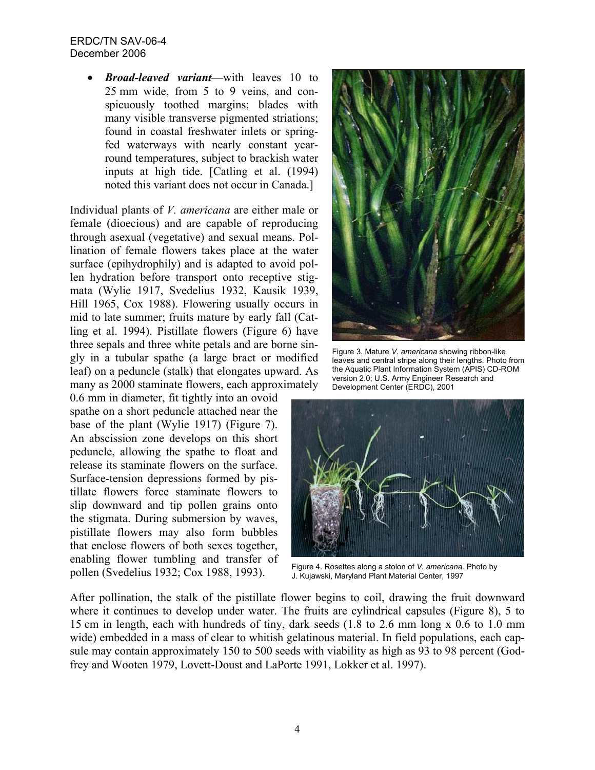- ***Broad-leaved variant***—with leaves 10 to 25 mm wide, from 5 to 9 veins, and conspicuously toothed margins; blades with many visible transverse pigmented striations; found in coastal freshwater inlets or spring-fed waterways with nearly constant year-round temperatures, subject to brackish water inputs at high tide. [Catling et al. (1994) noted this variant does not occur in Canada.]

Individual plants of *V. americana* are either male or female (dioecious) and are capable of reproducing through asexual (vegetative) and sexual means. Pollination of female flowers takes place at the water surface (epihydrophily) and is adapted to avoid pollen hydration before transport onto receptive stigmata (Wylie 1917, Svedelius 1932, Kausik 1939, Hill 1965, Cox 1988). Flowering usually occurs in mid to late summer; fruits mature by early fall (Catling et al. 1994). Pistillate flowers (Figure 6) have three sepals and three white petals and are borne singly in a tubular spathe (a large bract or modified leaf) on a peduncle (stalk) that elongates upward. As many as 2000 staminate flowers, each approximately 0.6 mm in diameter, fit tightly into an ovoid spathe on a short peduncle attached near the base of the plant (Wylie 1917) (Figure 7). An abscission zone develops on this short peduncle, allowing the spathe to float and release its staminate flowers on the surface. Surface-tension depressions formed by pistillate flowers force staminate flowers to slip downward and tip pollen grains onto the stigmata. During submersion by waves, pistillate flowers may also form bubbles that enclose flowers of both sexes together, enabling flower tumbling and transfer of pollen (Svedelius 1932; Cox 1988, 1993).

Figure 3. Mature *V. americana* showing ribbon-like leaves and central stripe along their lengths. Photo from the Aquatic Plant Information System (APIS) CD-ROM version 2.0; U.S. Army Engineer Research and Development Center (ERDC), 2001

Figure 4. Rosettes along a stolon of *V. americana*. Photo by J. Kujawski, Maryland Plant Material Center, 1997

After pollination, the stalk of the pistillate flower begins to coil, drawing the fruit downward where it continues to develop under water. The fruits are cylindrical capsules (Figure 8), 5 to 15 cm in length, each with hundreds of tiny, dark seeds (1.8 to 2.6 mm long x 0.6 to 1.0 mm wide) embedded in a mass of clear to whitish gelatinous material. In field populations, each capsule may contain approximately 150 to 500 seeds with viability as high as 93 to 98 percent (Godfrey and Wooten 1979, Lovett-Doust and LaPorte 1991, Lokker et al. 1997).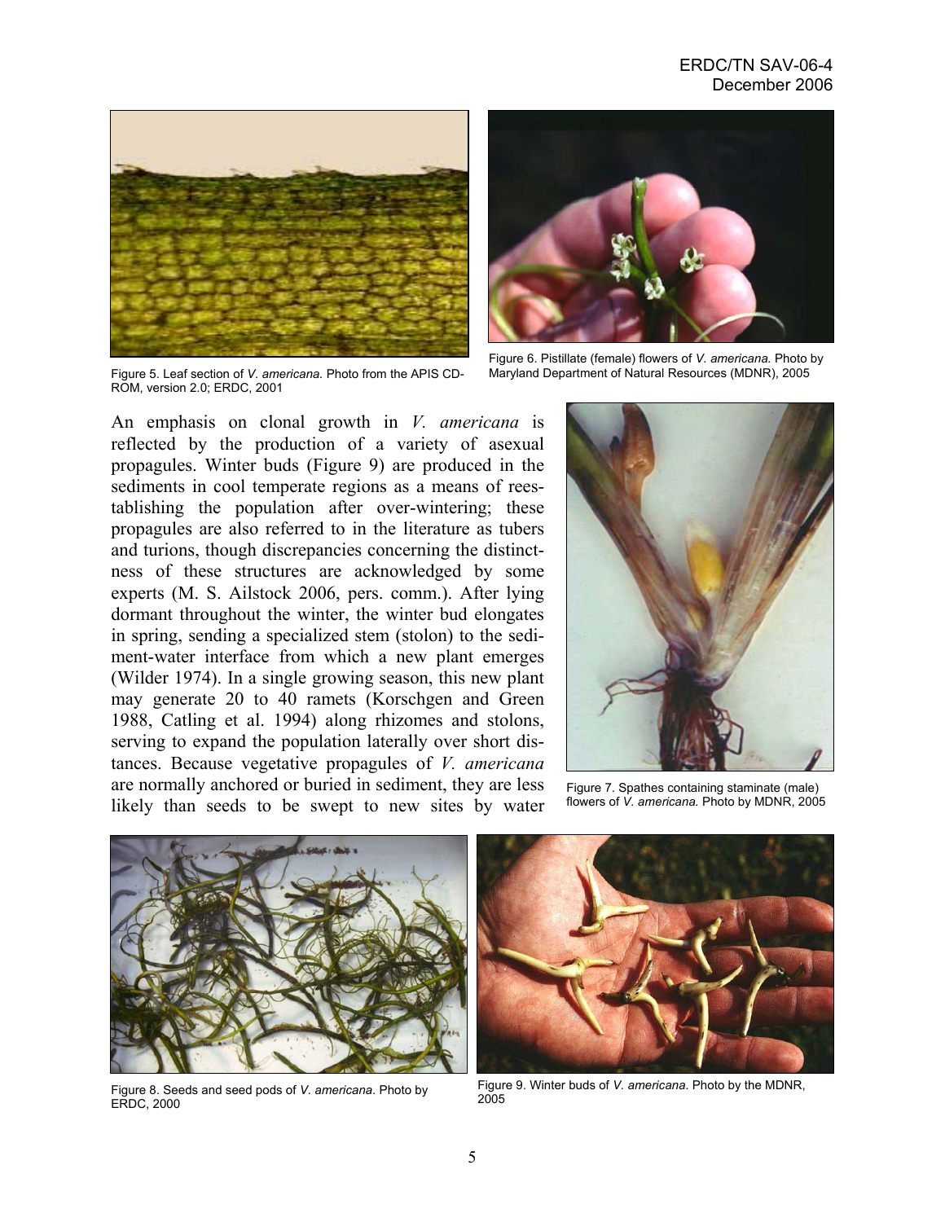Figure 5. Leaf section of *V. americana*. Photo from the APIS CD-ROM, version 2.0; ERDC, 2001

Figure 6. Pistillate (female) flowers of *V. americana.* Photo by Maryland Department of Natural Resources (MDNR), 2005

An emphasis on clonal growth in *V. americana* is reflected by the production of a variety of asexual propagules. Winter buds (Figure 9) are produced in the sediments in cool temperate regions as a means of reestablishing the population after over-wintering; these propagules are also referred to in the literature as tubers and turions, though discrepancies concerning the distinctness of these structures are acknowledged by some experts (M. S. Ailstock 2006, pers. comm.). After lying dormant throughout the winter, the winter bud elongates in spring, sending a specialized stem (stolon) to the sediment-water interface from which a new plant emerges (Wilder 1974). In a single growing season, this new plant may generate 20 to 40 ramets (Korschgen and Green 1988, Catling et al. 1994) along rhizomes and stolons, serving to expand the population laterally over short distances. Because vegetative propagules of *V. americana* are normally anchored or buried in sediment, they are less likely than seeds to be swept to new sites by water

Figure 7. Spathes containing staminate (male) flowers of *V. americana.* Photo by MDNR, 2005

Figure 8. Seeds and seed pods of *V. americana*. Photo by ERDC, 2000

Figure 9. Winter buds of *V. americana*. Photo by the MDNR, 2005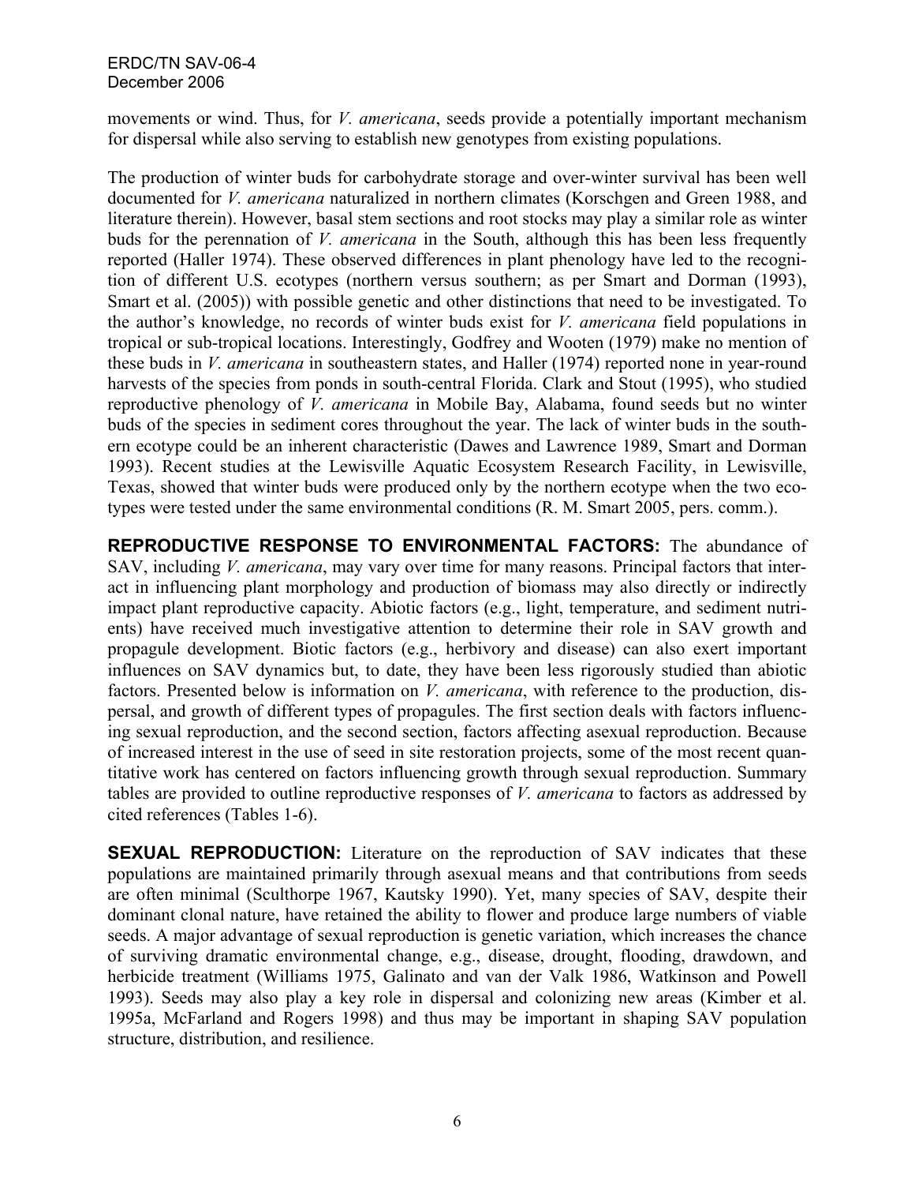movements or wind. Thus, for *V. americana*, seeds provide a potentially important mechanism for dispersal while also serving to establish new genotypes from existing populations.

The production of winter buds for carbohydrate storage and over-winter survival has been well documented for *V. americana* naturalized in northern climates (Korschgen and Green 1988, and literature therein). However, basal stem sections and root stocks may play a similar role as winter buds for the perennation of *V. americana* in the South, although this has been less frequently reported (Haller 1974). These observed differences in plant phenology have led to the recognition of different U.S. ecotypes (northern versus southern; as per Smart and Dorman (1993), Smart et al. (2005)) with possible genetic and other distinctions that need to be investigated. To the author's knowledge, no records of winter buds exist for *V. americana* field populations in tropical or sub-tropical locations. Interestingly, Godfrey and Wooten (1979) make no mention of these buds in *V. americana* in southeastern states, and Haller (1974) reported none in year-round harvests of the species from ponds in south-central Florida. Clark and Stout (1995), who studied reproductive phenology of *V. americana* in Mobile Bay, Alabama, found seeds but no winter buds of the species in sediment cores throughout the year. The lack of winter buds in the southern ecotype could be an inherent characteristic (Dawes and Lawrence 1989, Smart and Dorman 1993). Recent studies at the Lewisville Aquatic Ecosystem Research Facility, in Lewisville, Texas, showed that winter buds were produced only by the northern ecotype when the two ecotypes were tested under the same environmental conditions (R. M. Smart 2005, pers. comm.).

**REPRODUCTIVE RESPONSE TO ENVIRONMENTAL FACTORS:** The abundance of SAV, including *V. americana*, may vary over time for many reasons. Principal factors that interact in influencing plant morphology and production of biomass may also directly or indirectly impact plant reproductive capacity. Abiotic factors (e.g., light, temperature, and sediment nutrients) have received much investigative attention to determine their role in SAV growth and propagule development. Biotic factors (e.g., herbivory and disease) can also exert important influences on SAV dynamics but, to date, they have been less rigorously studied than abiotic factors. Presented below is information on *V. americana*, with reference to the production, dispersal, and growth of different types of propagules. The first section deals with factors influencing sexual reproduction, and the second section, factors affecting asexual reproduction. Because of increased interest in the use of seed in site restoration projects, some of the most recent quantitative work has centered on factors influencing growth through sexual reproduction. Summary tables are provided to outline reproductive responses of *V. americana* to factors as addressed by cited references (Tables 1-6).

**SEXUAL REPRODUCTION:** Literature on the reproduction of SAV indicates that these populations are maintained primarily through asexual means and that contributions from seeds are often minimal (Sculthorpe 1967, Kautsky 1990). Yet, many species of SAV, despite their dominant clonal nature, have retained the ability to flower and produce large numbers of viable seeds. A major advantage of sexual reproduction is genetic variation, which increases the chance of surviving dramatic environmental change, e.g., disease, drought, flooding, drawdown, and herbicide treatment (Williams 1975, Galinato and van der Valk 1986, Watkinson and Powell 1993). Seeds may also play a key role in dispersal and colonizing new areas (Kimber et al. 1995a, McFarland and Rogers 1998) and thus may be important in shaping SAV population structure, distribution, and resilience.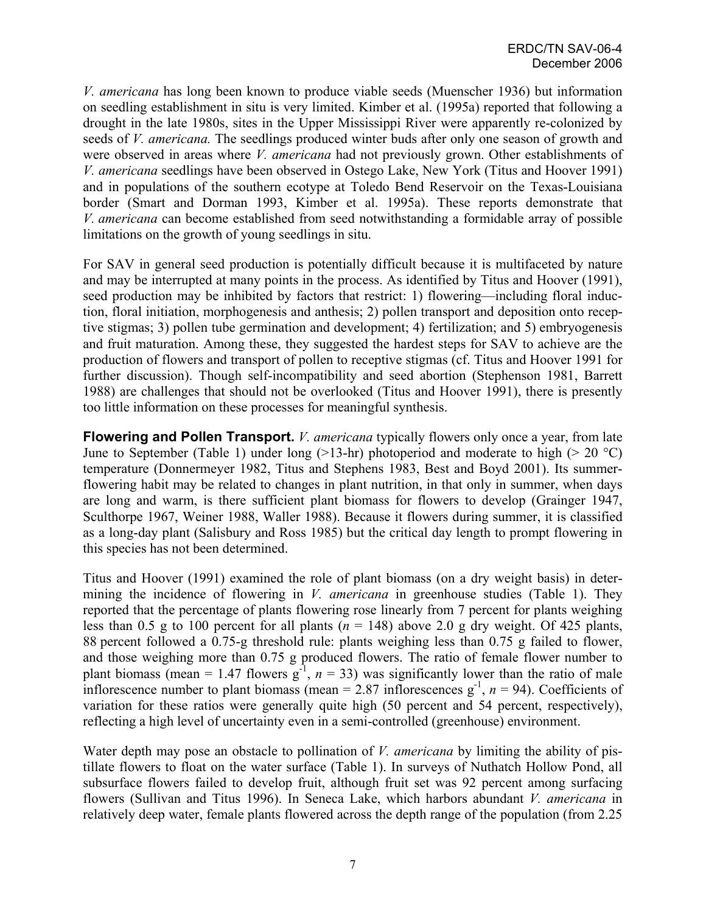*V. americana* has long been known to produce viable seeds (Muenscher 1936) but information on seedling establishment in situ is very limited. Kimber et al. (1995a) reported that following a drought in the late 1980s, sites in the Upper Mississippi River were apparently re-colonized by seeds of *V. americana.* The seedlings produced winter buds after only one season of growth and were observed in areas where *V. americana* had not previously grown. Other establishments of *V. americana* seedlings have been observed in Ostego Lake, New York (Titus and Hoover 1991) and in populations of the southern ecotype at Toledo Bend Reservoir on the Texas-Louisiana border (Smart and Dorman 1993, Kimber et al. 1995a). These reports demonstrate that *V. americana* can become established from seed notwithstanding a formidable array of possible limitations on the growth of young seedlings in situ.

For SAV in general seed production is potentially difficult because it is multifaceted by nature and may be interrupted at many points in the process. As identified by Titus and Hoover (1991), seed production may be inhibited by factors that restrict: 1) flowering—including floral induction, floral initiation, morphogenesis and anthesis; 2) pollen transport and deposition onto receptive stigmas; 3) pollen tube germination and development; 4) fertilization; and 5) embryogenesis and fruit maturation. Among these, they suggested the hardest steps for SAV to achieve are the production of flowers and transport of pollen to receptive stigmas (cf. Titus and Hoover 1991 for further discussion). Though self-incompatibility and seed abortion (Stephenson 1981, Barrett 1988) are challenges that should not be overlooked (Titus and Hoover 1991), there is presently too little information on these processes for meaningful synthesis.

**Flowering and Pollen Transport.** *V. americana* typically flowers only once a year, from late June to September (Table 1) under long (>13-hr) photoperiod and moderate to high (> 20 °C) temperature (Donnermeyer 1982, Titus and Stephens 1983, Best and Boyd 2001). Its summer-flowering habit may be related to changes in plant nutrition, in that only in summer, when days are long and warm, is there sufficient plant biomass for flowers to develop (Grainger 1947, Sculthorpe 1967, Weiner 1988, Waller 1988). Because it flowers during summer, it is classified as a long-day plant (Salisbury and Ross 1985) but the critical day length to prompt flowering in this species has not been determined.

Titus and Hoover (1991) examined the role of plant biomass (on a dry weight basis) in determining the incidence of flowering in *V. americana* in greenhouse studies (Table 1). They reported that the percentage of plants flowering rose linearly from 7 percent for plants weighing less than 0.5 g to 100 percent for all plants ($n$ = 148) above 2.0 g dry weight. Of 425 plants, 88 percent followed a 0.75-g threshold rule: plants weighing less than 0.75 g failed to flower, and those weighing more than 0.75 g produced flowers. The ratio of female flower number to plant biomass (mean = 1.47 flowers $g^{-1}$, $n$ = 33) was significantly lower than the ratio of male inflorescence number to plant biomass (mean = 2.87 inflorescences $g^{-1}$, $n$ = 94). Coefficients of variation for these ratios were generally quite high (50 percent and 54 percent, respectively), reflecting a high level of uncertainty even in a semi-controlled (greenhouse) environment.

Water depth may pose an obstacle to pollination of *V. americana* by limiting the ability of pistillate flowers to float on the water surface (Table 1). In surveys of Nuthatch Hollow Pond, all subsurface flowers failed to develop fruit, although fruit set was 92 percent among surfacing flowers (Sullivan and Titus 1996). In Seneca Lake, which harbors abundant *V. americana* in relatively deep water, female plants flowered across the depth range of the population (from 2.25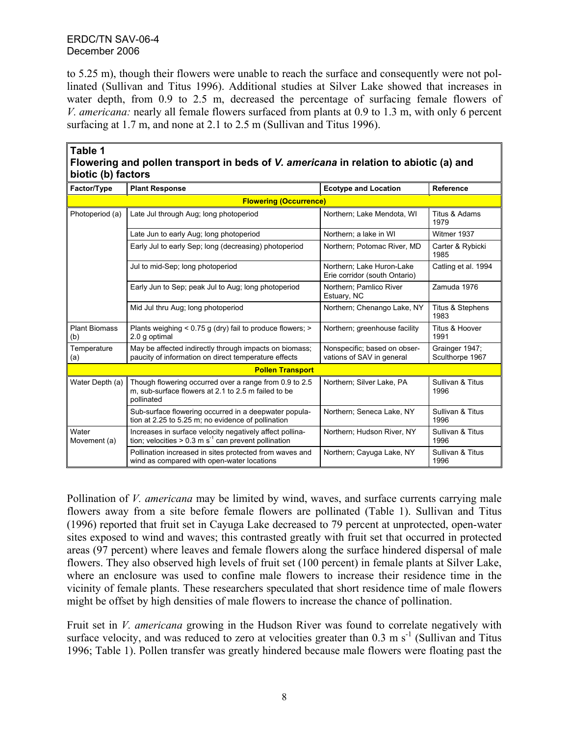to 5.25 m), though their flowers were unable to reach the surface and consequently were not pollinated (Sullivan and Titus 1996). Additional studies at Silver Lake showed that increases in water depth, from 0.9 to 2.5 m, decreased the percentage of surfacing female flowers of *V. americana:* nearly all female flowers surfaced from plants at 0.9 to 1.3 m, with only 6 percent surfacing at 1.7 m, and none at 2.1 to 2.5 m (Sullivan and Titus 1996).

**Table 1**
**Flowering and pollen transport in beds of *V. americana* in relation to abiotic (a) and biotic (b) factors**

| Factor/Type | Plant Response | Ecotype and Location | Reference |
|---|---|---|---|
| **Flowering (Occurrence)** | | | |
| Photoperiod (a) | Late Jul through Aug; long photoperiod | Northern; Lake Mendota, WI | Titus & Adams 1979 |
| | Late Jun to early Aug; long photoperiod | Northern; a lake in WI | Witmer 1937 |
| | Early Jul to early Sep; long (decreasing) photoperiod | Northern; Potomac River, MD | Carter & Rybicki 1985 |
| | Jul to mid-Sep; long photoperiod | Northern; Lake Huron-Lake Erie corridor (south Ontario) | Catling et al. 1994 |
| | Early Jun to Sep; peak Jul to Aug; long photoperiod | Northern; Pamlico River Estuary, NC | Zamuda 1976 |
| | Mid Jul thru Aug; long photoperiod | Northern; Chenango Lake, NY | Titus & Stephens 1983 |
| Plant Biomass (b) | Plants weighing < 0.75 g (dry) fail to produce flowers; > 2.0 g optimal | Northern; greenhouse facility | Titus & Hoover 1991 |
| Temperature (a) | May be affected indirectly through impacts on biomass; paucity of information on direct temperature effects | Nonspecific; based on observations of SAV in general | Grainger 1947; Sculthorpe 1967 |
| **Pollen Transport** | | | |
| Water Depth (a) | Though flowering occurred over a range from 0.9 to 2.5 m, sub-surface flowers at 2.1 to 2.5 m failed to be pollinated | Northern; Silver Lake, PA | Sullivan & Titus 1996 |
| | Sub-surface flowering occurred in a deepwater population at 2.25 to 5.25 m; no evidence of pollination | Northern; Seneca Lake, NY | Sullivan & Titus 1996 |
| Water Movement (a) | Increases in surface velocity negatively affect pollination; velocities > 0.3 m $s^{-1}$ can prevent pollination | Northern; Hudson River, NY | Sullivan & Titus 1996 |
| | Pollination increased in sites protected from waves and wind as compared with open-water locations | Northern; Cayuga Lake, NY | Sullivan & Titus 1996 |

Pollination of *V. americana* may be limited by wind, waves, and surface currents carrying male flowers away from a site before female flowers are pollinated (Table 1). Sullivan and Titus (1996) reported that fruit set in Cayuga Lake decreased to 79 percent at unprotected, open-water sites exposed to wind and waves; this contrasted greatly with fruit set that occurred in protected areas (97 percent) where leaves and female flowers along the surface hindered dispersal of male flowers. They also observed high levels of fruit set (100 percent) in female plants at Silver Lake, where an enclosure was used to confine male flowers to increase their residence time in the vicinity of female plants. These researchers speculated that short residence time of male flowers might be offset by high densities of male flowers to increase the chance of pollination.

Fruit set in *V. americana* growing in the Hudson River was found to correlate negatively with surface velocity, and was reduced to zero at velocities greater than 0.3 m $s^{-1}$ (Sullivan and Titus 1996; Table 1). Pollen transfer was greatly hindered because male flowers were floating past the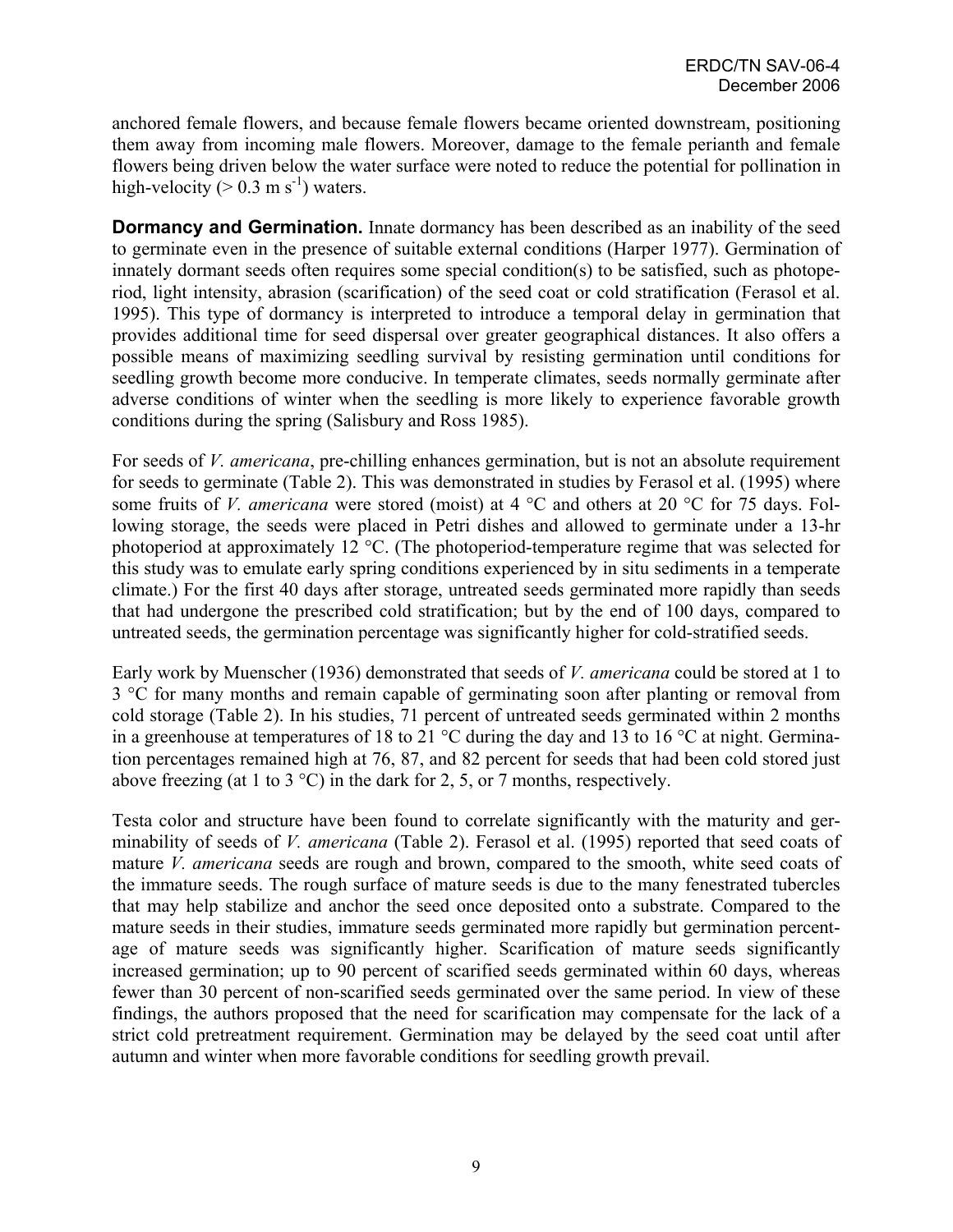anchored female flowers, and because female flowers became oriented downstream, positioning them away from incoming male flowers. Moreover, damage to the female perianth and female flowers being driven below the water surface were noted to reduce the potential for pollination in high-velocity ($> 0.3\ m\ s^{-1}$) waters.

**Dormancy and Germination.** Innate dormancy has been described as an inability of the seed to germinate even in the presence of suitable external conditions (Harper 1977). Germination of innately dormant seeds often requires some special condition(s) to be satisfied, such as photoperiod, light intensity, abrasion (scarification) of the seed coat or cold stratification (Ferasol et al. 1995). This type of dormancy is interpreted to introduce a temporal delay in germination that provides additional time for seed dispersal over greater geographical distances. It also offers a possible means of maximizing seedling survival by resisting germination until conditions for seedling growth become more conducive. In temperate climates, seeds normally germinate after adverse conditions of winter when the seedling is more likely to experience favorable growth conditions during the spring (Salisbury and Ross 1985).

For seeds of *V. americana*, pre-chilling enhances germination, but is not an absolute requirement for seeds to germinate (Table 2). This was demonstrated in studies by Ferasol et al. (1995) where some fruits of *V. americana* were stored (moist) at 4 °C and others at 20 °C for 75 days. Following storage, the seeds were placed in Petri dishes and allowed to germinate under a 13-hr photoperiod at approximately 12 °C. (The photoperiod-temperature regime that was selected for this study was to emulate early spring conditions experienced by in situ sediments in a temperate climate.) For the first 40 days after storage, untreated seeds germinated more rapidly than seeds that had undergone the prescribed cold stratification; but by the end of 100 days, compared to untreated seeds, the germination percentage was significantly higher for cold-stratified seeds.

Early work by Muenscher (1936) demonstrated that seeds of *V. americana* could be stored at 1 to 3 °C for many months and remain capable of germinating soon after planting or removal from cold storage (Table 2). In his studies, 71 percent of untreated seeds germinated within 2 months in a greenhouse at temperatures of 18 to 21 °C during the day and 13 to 16 °C at night. Germination percentages remained high at 76, 87, and 82 percent for seeds that had been cold stored just above freezing (at 1 to 3 °C) in the dark for 2, 5, or 7 months, respectively.

Testa color and structure have been found to correlate significantly with the maturity and germinability of seeds of *V. americana* (Table 2). Ferasol et al. (1995) reported that seed coats of mature *V. americana* seeds are rough and brown, compared to the smooth, white seed coats of the immature seeds. The rough surface of mature seeds is due to the many fenestrated tubercles that may help stabilize and anchor the seed once deposited onto a substrate. Compared to the mature seeds in their studies, immature seeds germinated more rapidly but germination percentage of mature seeds was significantly higher. Scarification of mature seeds significantly increased germination; up to 90 percent of scarified seeds germinated within 60 days, whereas fewer than 30 percent of non-scarified seeds germinated over the same period. In view of these findings, the authors proposed that the need for scarification may compensate for the lack of a strict cold pretreatment requirement. Germination may be delayed by the seed coat until after autumn and winter when more favorable conditions for seedling growth prevail.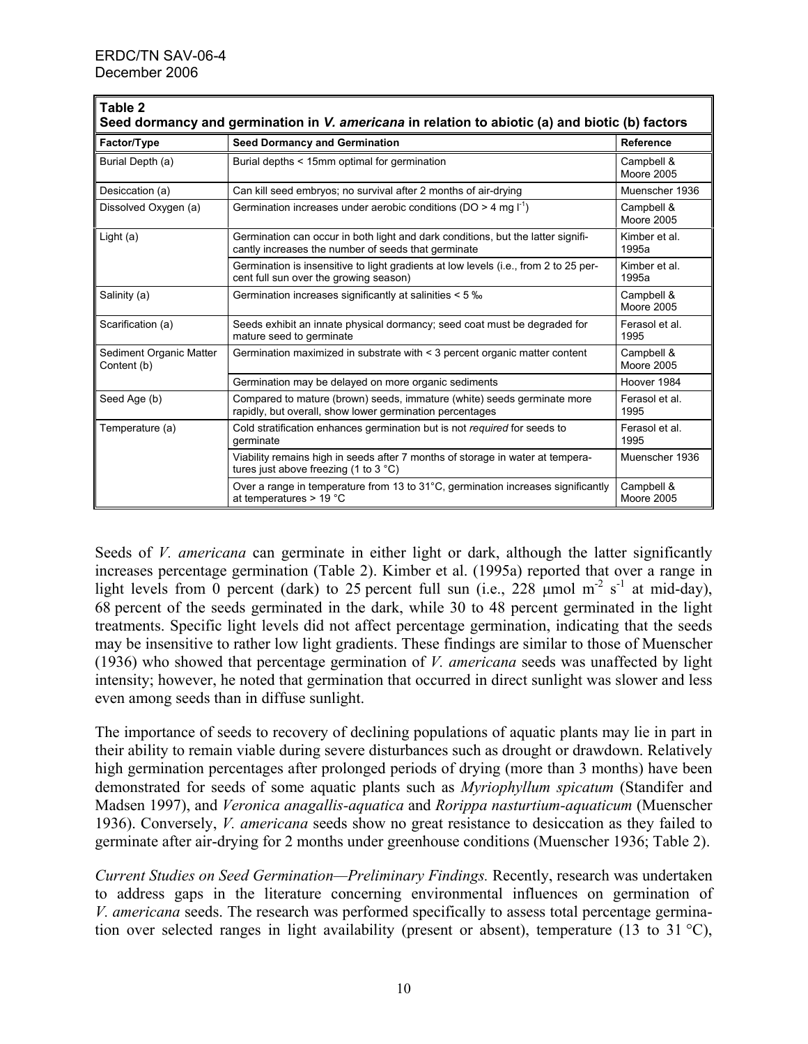**Table 2**
**Seed dormancy and germination in *V. americana* in relation to abiotic (a) and biotic (b) factors**

| Factor/Type | Seed Dormancy and Germination | Reference |
|---|---|---|
| Burial Depth (a) | Burial depths < 15mm optimal for germination | Campbell & Moore 2005 |
| Desiccation (a) | Can kill seed embryos; no survival after 2 months of air-drying | Muenscher 1936 |
| Dissolved Oxygen (a) | Germination increases under aerobic conditions (DO > 4 mg $l^{-1}$) | Campbell & Moore 2005 |
| Light (a) | Germination can occur in both light and dark conditions, but the latter significantly increases the number of seeds that germinate | Kimber et al. 1995a |
| | Germination is insensitive to light gradients at low levels (i.e., from 2 to 25 percent full sun over the growing season) | Kimber et al. 1995a |
| Salinity (a) | Germination increases significantly at salinities < 5 ‰ | Campbell & Moore 2005 |
| Scarification (a) | Seeds exhibit an innate physical dormancy; seed coat must be degraded for mature seed to germinate | Ferasol et al. 1995 |
| Sediment Organic Matter Content (b) | Germination maximized in substrate with < 3 percent organic matter content | Campbell & Moore 2005 |
| | Germination may be delayed on more organic sediments | Hoover 1984 |
| Seed Age (b) | Compared to mature (brown) seeds, immature (white) seeds germinate more rapidly, but overall, show lower germination percentages | Ferasol et al. 1995 |
| Temperature (a) | Cold stratification enhances germination but is not *required* for seeds to germinate | Ferasol et al. 1995 |
| | Viability remains high in seeds after 7 months of storage in water at temperatures just above freezing (1 to 3 °C) | Muenscher 1936 |
| | Over a range in temperature from 13 to 31°C, germination increases significantly at temperatures > 19 °C | Campbell & Moore 2005 |

Seeds of *V. americana* can germinate in either light or dark, although the latter significantly increases percentage germination (Table 2). Kimber et al. (1995a) reported that over a range in light levels from 0 percent (dark) to 25 percent full sun (i.e., 228 µmol $m^{-2}$ $s^{-1}$ at mid-day), 68 percent of the seeds germinated in the dark, while 30 to 48 percent germinated in the light treatments. Specific light levels did not affect percentage germination, indicating that the seeds may be insensitive to rather low light gradients. These findings are similar to those of Muenscher (1936) who showed that percentage germination of *V. americana* seeds was unaffected by light intensity; however, he noted that germination that occurred in direct sunlight was slower and less even among seeds than in diffuse sunlight.

The importance of seeds to recovery of declining populations of aquatic plants may lie in part in their ability to remain viable during severe disturbances such as drought or drawdown. Relatively high germination percentages after prolonged periods of drying (more than 3 months) have been demonstrated for seeds of some aquatic plants such as *Myriophyllum spicatum* (Standifer and Madsen 1997), and *Veronica anagallis-aquatica* and *Rorippa nasturtium-aquaticum* (Muenscher 1936). Conversely, *V. americana* seeds show no great resistance to desiccation as they failed to germinate after air-drying for 2 months under greenhouse conditions (Muenscher 1936; Table 2).

*Current Studies on Seed Germination—Preliminary Findings.* Recently, research was undertaken to address gaps in the literature concerning environmental influences on germination of *V. americana* seeds. The research was performed specifically to assess total percentage germination over selected ranges in light availability (present or absent), temperature (13 to 31 °C),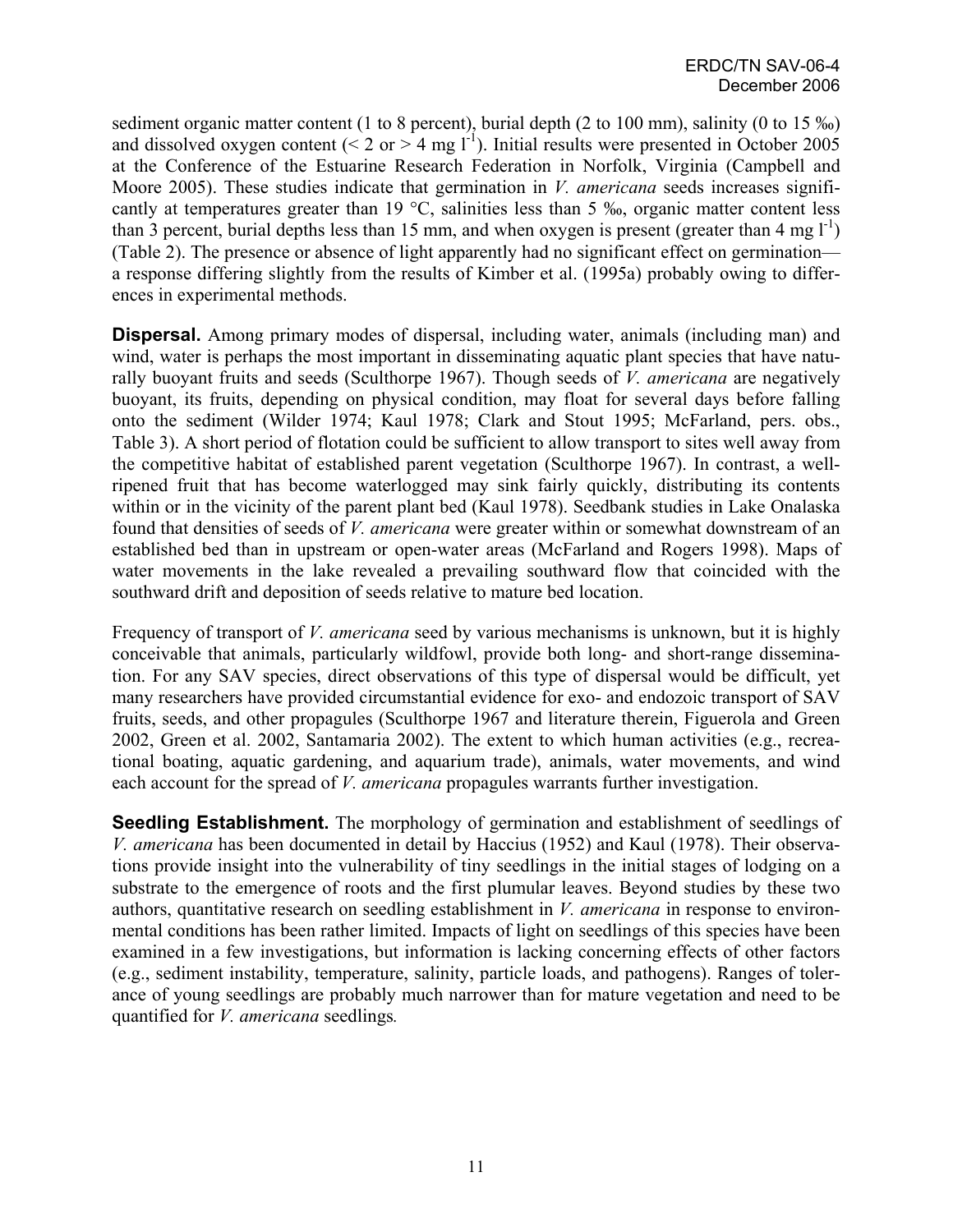sediment organic matter content (1 to 8 percent), burial depth (2 to 100 mm), salinity (0 to 15 ‰) and dissolved oxygen content (< 2 or > 4 mg $l^{-1}$). Initial results were presented in October 2005 at the Conference of the Estuarine Research Federation in Norfolk, Virginia (Campbell and Moore 2005). These studies indicate that germination in *V. americana* seeds increases significantly at temperatures greater than 19 °C, salinities less than 5 ‰, organic matter content less than 3 percent, burial depths less than 15 mm, and when oxygen is present (greater than 4 mg $l^{-1}$) (Table 2). The presence or absence of light apparently had no significant effect on germination—a response differing slightly from the results of Kimber et al. (1995a) probably owing to differences in experimental methods.

**Dispersal.** Among primary modes of dispersal, including water, animals (including man) and wind, water is perhaps the most important in disseminating aquatic plant species that have naturally buoyant fruits and seeds (Sculthorpe 1967). Though seeds of *V. americana* are negatively buoyant, its fruits, depending on physical condition, may float for several days before falling onto the sediment (Wilder 1974; Kaul 1978; Clark and Stout 1995; McFarland, pers. obs., Table 3). A short period of flotation could be sufficient to allow transport to sites well away from the competitive habitat of established parent vegetation (Sculthorpe 1967). In contrast, a well-ripened fruit that has become waterlogged may sink fairly quickly, distributing its contents within or in the vicinity of the parent plant bed (Kaul 1978). Seedbank studies in Lake Onalaska found that densities of seeds of *V. americana* were greater within or somewhat downstream of an established bed than in upstream or open-water areas (McFarland and Rogers 1998). Maps of water movements in the lake revealed a prevailing southward flow that coincided with the southward drift and deposition of seeds relative to mature bed location.

Frequency of transport of *V. americana* seed by various mechanisms is unknown, but it is highly conceivable that animals, particularly wildfowl, provide both long- and short-range dissemination. For any SAV species, direct observations of this type of dispersal would be difficult, yet many researchers have provided circumstantial evidence for exo- and endozoic transport of SAV fruits, seeds, and other propagules (Sculthorpe 1967 and literature therein, Figuerola and Green 2002, Green et al. 2002, Santamaria 2002). The extent to which human activities (e.g., recreational boating, aquatic gardening, and aquarium trade), animals, water movements, and wind each account for the spread of *V. americana* propagules warrants further investigation.

**Seedling Establishment.** The morphology of germination and establishment of seedlings of *V. americana* has been documented in detail by Haccius (1952) and Kaul (1978). Their observations provide insight into the vulnerability of tiny seedlings in the initial stages of lodging on a substrate to the emergence of roots and the first plumular leaves. Beyond studies by these two authors, quantitative research on seedling establishment in *V. americana* in response to environmental conditions has been rather limited. Impacts of light on seedlings of this species have been examined in a few investigations, but information is lacking concerning effects of other factors (e.g., sediment instability, temperature, salinity, particle loads, and pathogens). Ranges of tolerance of young seedlings are probably much narrower than for mature vegetation and need to be quantified for *V. americana* seedlings.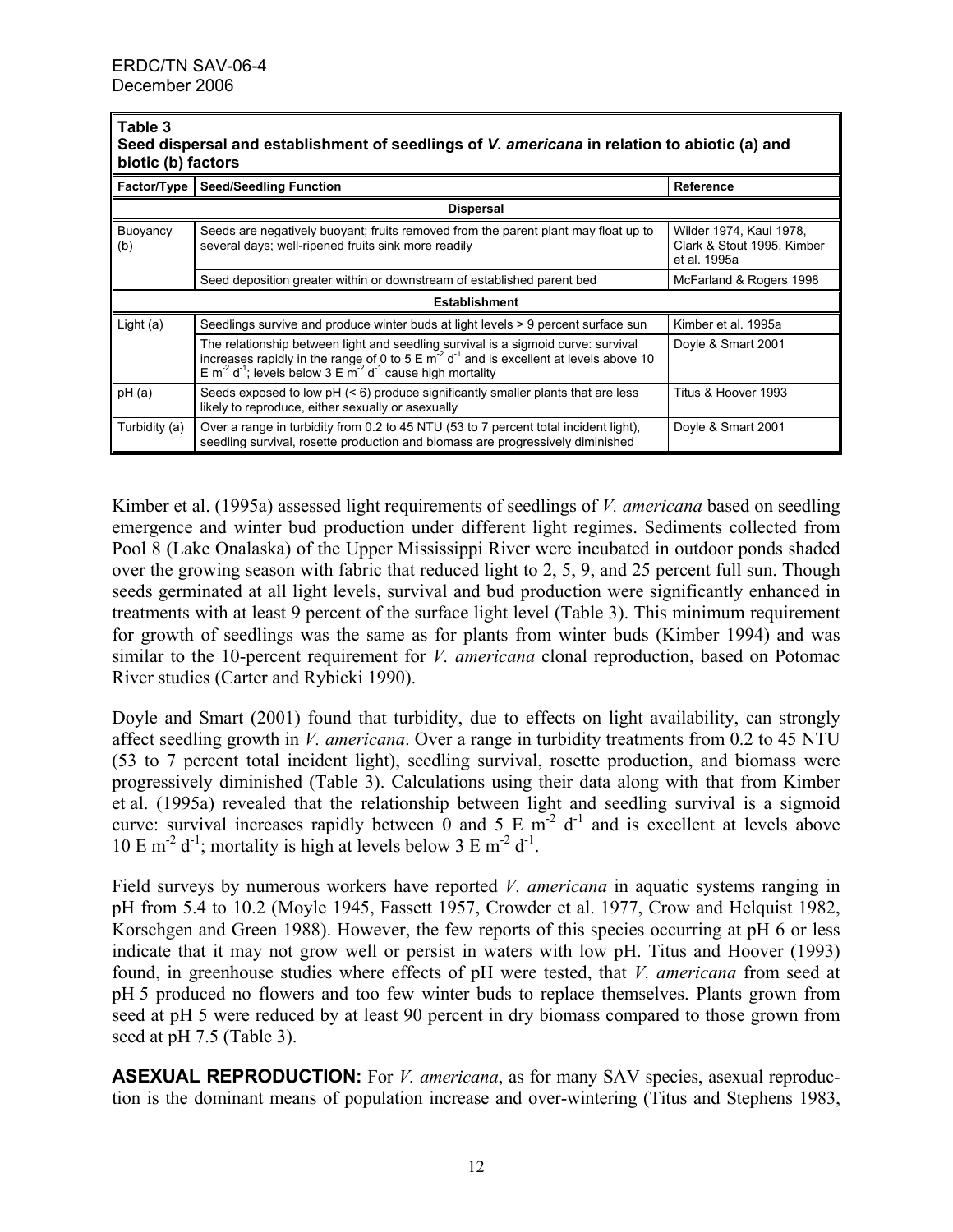**Table 3**
**Seed dispersal and establishment of seedlings of *V. americana* in relation to abiotic (a) and biotic (b) factors**

| Factor/Type | Seed/Seedling Function | Reference |
|---|---|---|
| **Dispersal** | | |
| Buoyancy (b) | Seeds are negatively buoyant; fruits removed from the parent plant may float up to several days; well-ripened fruits sink more readily | Wilder 1974, Kaul 1978, Clark & Stout 1995, Kimber et al. 1995a |
| | Seed deposition greater within or downstream of established parent bed | McFarland & Rogers 1998 |
| **Establishment** | | |
| Light (a) | Seedlings survive and produce winter buds at light levels > 9 percent surface sun | Kimber et al. 1995a |
| | The relationship between light and seedling survival is a sigmoid curve: survival increases rapidly in the range of 0 to 5 E $m^{-2}$ $d^{-1}$ and is excellent at levels above 10 E $m^{-2}$ $d^{-1}$; levels below 3 E $m^{-2}$ $d^{-1}$ cause high mortality | Doyle & Smart 2001 |
| pH (a) | Seeds exposed to low pH (< 6) produce significantly smaller plants that are less likely to reproduce, either sexually or asexually | Titus & Hoover 1993 |
| Turbidity (a) | Over a range in turbidity from 0.2 to 45 NTU (53 to 7 percent total incident light), seedling survival, rosette production and biomass are progressively diminished | Doyle & Smart 2001 |

Kimber et al. (1995a) assessed light requirements of seedlings of *V. americana* based on seedling emergence and winter bud production under different light regimes. Sediments collected from Pool 8 (Lake Onalaska) of the Upper Mississippi River were incubated in outdoor ponds shaded over the growing season with fabric that reduced light to 2, 5, 9, and 25 percent full sun. Though seeds germinated at all light levels, survival and bud production were significantly enhanced in treatments with at least 9 percent of the surface light level (Table 3). This minimum requirement for growth of seedlings was the same as for plants from winter buds (Kimber 1994) and was similar to the 10-percent requirement for *V. americana* clonal reproduction, based on Potomac River studies (Carter and Rybicki 1990).

Doyle and Smart (2001) found that turbidity, due to effects on light availability, can strongly affect seedling growth in *V. americana*. Over a range in turbidity treatments from 0.2 to 45 NTU (53 to 7 percent total incident light), seedling survival, rosette production, and biomass were progressively diminished (Table 3). Calculations using their data along with that from Kimber et al. (1995a) revealed that the relationship between light and seedling survival is a sigmoid curve: survival increases rapidly between 0 and 5 E $m^{-2}$ $d^{-1}$ and is excellent at levels above 10 E $m^{-2}$ $d^{-1}$; mortality is high at levels below 3 E $m^{-2}$ $d^{-1}$.

Field surveys by numerous workers have reported *V. americana* in aquatic systems ranging in pH from 5.4 to 10.2 (Moyle 1945, Fassett 1957, Crowder et al. 1977, Crow and Helquist 1982, Korschgen and Green 1988). However, the few reports of this species occurring at pH 6 or less indicate that it may not grow well or persist in waters with low pH. Titus and Hoover (1993) found, in greenhouse studies where effects of pH were tested, that *V. americana* from seed at pH 5 produced no flowers and too few winter buds to replace themselves. Plants grown from seed at pH 5 were reduced by at least 90 percent in dry biomass compared to those grown from seed at pH 7.5 (Table 3).

**ASEXUAL REPRODUCTION:** For *V. americana*, as for many SAV species, asexual reproduction is the dominant means of population increase and over-wintering (Titus and Stephens 1983,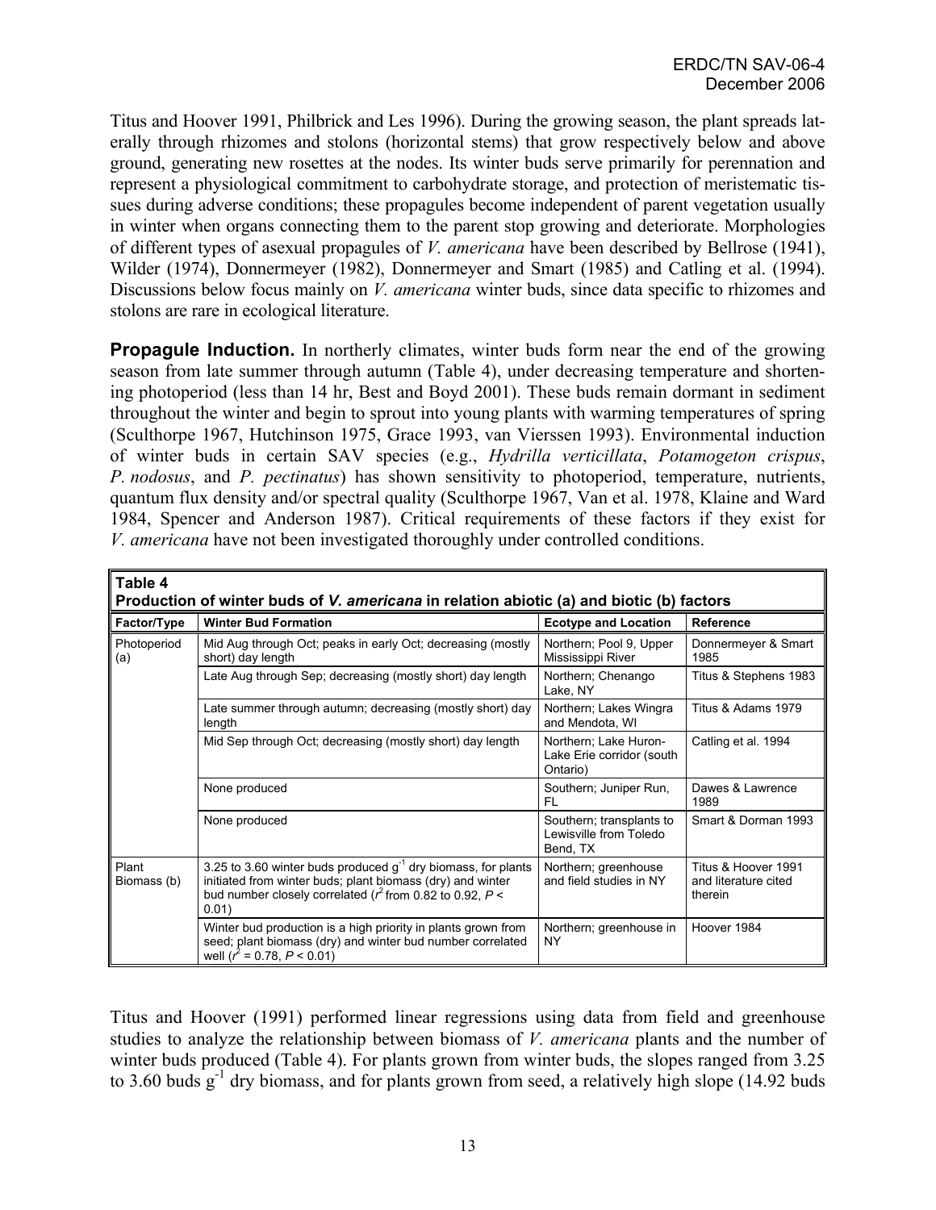Titus and Hoover 1991, Philbrick and Les 1996). During the growing season, the plant spreads laterally through rhizomes and stolons (horizontal stems) that grow respectively below and above ground, generating new rosettes at the nodes. Its winter buds serve primarily for perennation and represent a physiological commitment to carbohydrate storage, and protection of meristematic tissues during adverse conditions; these propagules become independent of parent vegetation usually in winter when organs connecting them to the parent stop growing and deteriorate. Morphologies of different types of asexual propagules of *V. americana* have been described by Bellrose (1941), Wilder (1974), Donnermeyer (1982), Donnermeyer and Smart (1985) and Catling et al. (1994). Discussions below focus mainly on *V. americana* winter buds, since data specific to rhizomes and stolons are rare in ecological literature.

**Propagule Induction.** In northerly climates, winter buds form near the end of the growing season from late summer through autumn (Table 4), under decreasing temperature and shortening photoperiod (less than 14 hr, Best and Boyd 2001). These buds remain dormant in sediment throughout the winter and begin to sprout into young plants with warming temperatures of spring (Sculthorpe 1967, Hutchinson 1975, Grace 1993, van Vierssen 1993). Environmental induction of winter buds in certain SAV species (e.g., *Hydrilla verticillata*, *Potamogeton crispus*, *P. nodosus*, and *P. pectinatus*) has shown sensitivity to photoperiod, temperature, nutrients, quantum flux density and/or spectral quality (Sculthorpe 1967, Van et al. 1978, Klaine and Ward 1984, Spencer and Anderson 1987). Critical requirements of these factors if they exist for *V. americana* have not been investigated thoroughly under controlled conditions.

**Table 4**
**Production of winter buds of *V. americana* in relation abiotic (a) and biotic (b) factors**

| Factor/Type | Winter Bud Formation | Ecotype and Location | Reference |
|---|---|---|---|
| Photoperiod (a) | Mid Aug through Oct; peaks in early Oct; decreasing (mostly short) day length | Northern; Pool 9, Upper Mississippi River | Donnermeyer & Smart 1985 |
| | Late Aug through Sep; decreasing (mostly short) day length | Northern; Chenango Lake, NY | Titus & Stephens 1983 |
| | Late summer through autumn; decreasing (mostly short) day length | Northern; Lakes Wingra and Mendota, WI | Titus & Adams 1979 |
| | Mid Sep through Oct; decreasing (mostly short) day length | Northern; Lake Huron-Lake Erie corridor (south Ontario) | Catling et al. 1994 |
| | None produced | Southern; Juniper Run, FL | Dawes & Lawrence 1989 |
| | None produced | Southern; transplants to Lewisville from Toledo Bend, TX | Smart & Dorman 1993 |
| Plant Biomass (b) | 3.25 to 3.60 winter buds produced $g^{-1}$ dry biomass, for plants initiated from winter buds; plant biomass (dry) and winter bud number closely correlated ($r^2$ from 0.82 to 0.92, $P < 0.01$) | Northern; greenhouse and field studies in NY | Titus & Hoover 1991 and literature cited therein |
| | Winter bud production is a high priority in plants grown from seed; plant biomass (dry) and winter bud number correlated well ($r^2 = 0.78$, $P < 0.01$) | Northern; greenhouse in NY | Hoover 1984 |

Titus and Hoover (1991) performed linear regressions using data from field and greenhouse studies to analyze the relationship between biomass of *V. americana* plants and the number of winter buds produced (Table 4). For plants grown from winter buds, the slopes ranged from 3.25 to 3.60 buds $g^{-1}$ dry biomass, and for plants grown from seed, a relatively high slope (14.92 buds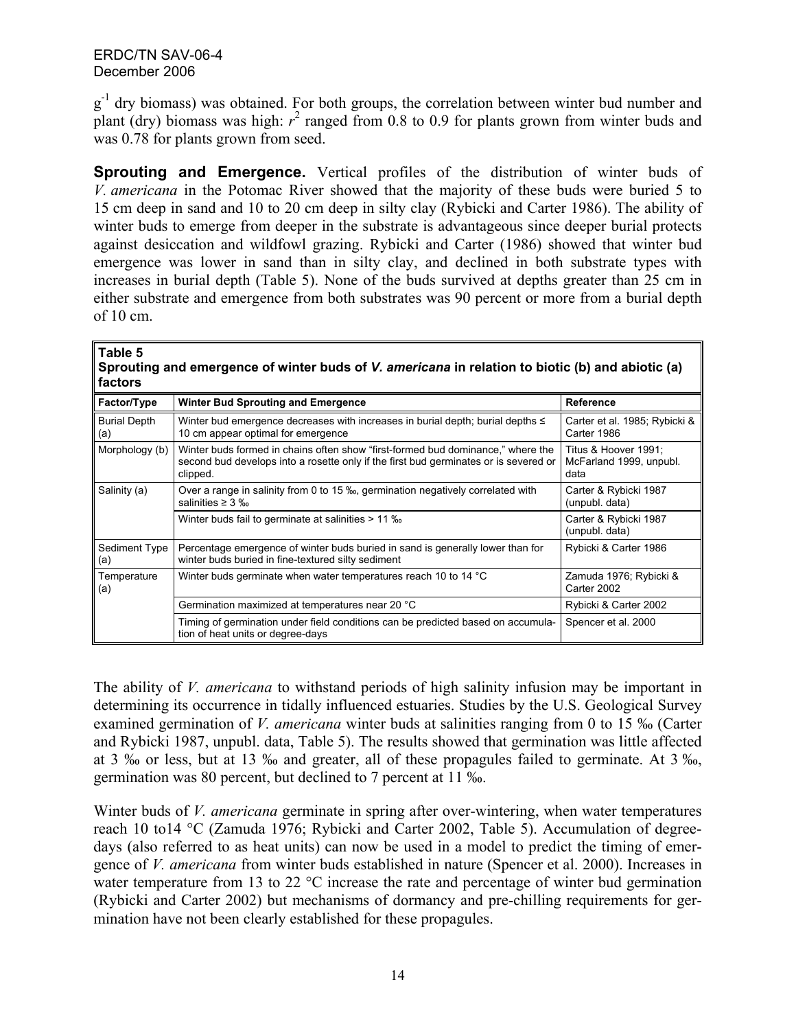$g^{-1}$ dry biomass) was obtained. For both groups, the correlation between winter bud number and plant (dry) biomass was high: $r^2$ ranged from 0.8 to 0.9 for plants grown from winter buds and was 0.78 for plants grown from seed.

**Sprouting and Emergence.** Vertical profiles of the distribution of winter buds of *V. americana* in the Potomac River showed that the majority of these buds were buried 5 to 15 cm deep in sand and 10 to 20 cm deep in silty clay (Rybicki and Carter 1986). The ability of winter buds to emerge from deeper in the substrate is advantageous since deeper burial protects against desiccation and wildfowl grazing. Rybicki and Carter (1986) showed that winter bud emergence was lower in sand than in silty clay, and declined in both substrate types with increases in burial depth (Table 5). None of the buds survived at depths greater than 25 cm in either substrate and emergence from both substrates was 90 percent or more from a burial depth of 10 cm.

**Table 5**
**Sprouting and emergence of winter buds of *V. americana* in relation to biotic (b) and abiotic (a) factors**

| Factor/Type | Winter Bud Sprouting and Emergence | Reference |
|---|---|---|
| Burial Depth (a) | Winter bud emergence decreases with increases in burial depth; burial depths ≤ 10 cm appear optimal for emergence | Carter et al. 1985; Rybicki & Carter 1986 |
| Morphology (b) | Winter buds formed in chains often show "first-formed bud dominance," where the second bud develops into a rosette only if the first bud germinates or is severed or clipped. | Titus & Hoover 1991; McFarland 1999, unpubl. data |
| Salinity (a) | Over a range in salinity from 0 to 15 ‰, germination negatively correlated with salinities ≥ 3 ‰ | Carter & Rybicki 1987 (unpubl. data) |
| | Winter buds fail to germinate at salinities > 11 ‰ | Carter & Rybicki 1987 (unpubl. data) |
| Sediment Type (a) | Percentage emergence of winter buds buried in sand is generally lower than for winter buds buried in fine-textured silty sediment | Rybicki & Carter 1986 |
| Temperature (a) | Winter buds germinate when water temperatures reach 10 to 14 °C | Zamuda 1976; Rybicki & Carter 2002 |
| | Germination maximized at temperatures near 20 °C | Rybicki & Carter 2002 |
| | Timing of germination under field conditions can be predicted based on accumulation of heat units or degree-days | Spencer et al. 2000 |

The ability of *V. americana* to withstand periods of high salinity infusion may be important in determining its occurrence in tidally influenced estuaries. Studies by the U.S. Geological Survey examined germination of *V. americana* winter buds at salinities ranging from 0 to 15 ‰ (Carter and Rybicki 1987, unpubl. data, Table 5). The results showed that germination was little affected at 3 ‰ or less, but at 13 ‰ and greater, all of these propagules failed to germinate. At 3 ‰, germination was 80 percent, but declined to 7 percent at 11 ‰.

Winter buds of *V. americana* germinate in spring after over-wintering, when water temperatures reach 10 to14 °C (Zamuda 1976; Rybicki and Carter 2002, Table 5). Accumulation of degree-days (also referred to as heat units) can now be used in a model to predict the timing of emergence of *V. americana* from winter buds established in nature (Spencer et al. 2000). Increases in water temperature from 13 to 22 °C increase the rate and percentage of winter bud germination (Rybicki and Carter 2002) but mechanisms of dormancy and pre-chilling requirements for germination have not been clearly established for these propagules.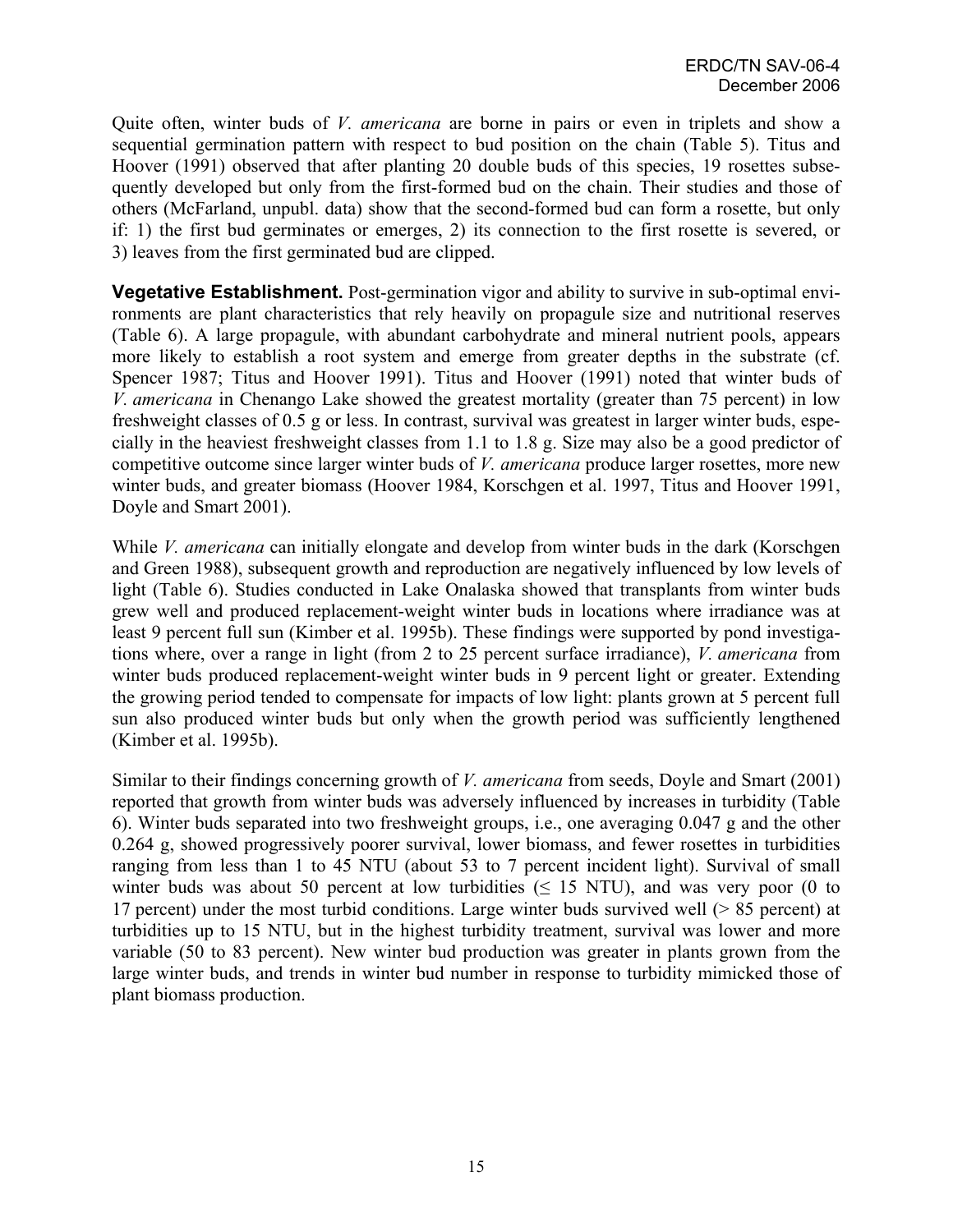Quite often, winter buds of *V. americana* are borne in pairs or even in triplets and show a sequential germination pattern with respect to bud position on the chain (Table 5). Titus and Hoover (1991) observed that after planting 20 double buds of this species, 19 rosettes subsequently developed but only from the first-formed bud on the chain. Their studies and those of others (McFarland, unpubl. data) show that the second-formed bud can form a rosette, but only if: 1) the first bud germinates or emerges, 2) its connection to the first rosette is severed, or 3) leaves from the first germinated bud are clipped.

**Vegetative Establishment.** Post-germination vigor and ability to survive in sub-optimal environments are plant characteristics that rely heavily on propagule size and nutritional reserves (Table 6). A large propagule, with abundant carbohydrate and mineral nutrient pools, appears more likely to establish a root system and emerge from greater depths in the substrate (cf. Spencer 1987; Titus and Hoover 1991). Titus and Hoover (1991) noted that winter buds of *V. americana* in Chenango Lake showed the greatest mortality (greater than 75 percent) in low freshweight classes of 0.5 g or less. In contrast, survival was greatest in larger winter buds, especially in the heaviest freshweight classes from 1.1 to 1.8 g. Size may also be a good predictor of competitive outcome since larger winter buds of *V. americana* produce larger rosettes, more new winter buds, and greater biomass (Hoover 1984, Korschgen et al. 1997, Titus and Hoover 1991, Doyle and Smart 2001).

While *V. americana* can initially elongate and develop from winter buds in the dark (Korschgen and Green 1988), subsequent growth and reproduction are negatively influenced by low levels of light (Table 6). Studies conducted in Lake Onalaska showed that transplants from winter buds grew well and produced replacement-weight winter buds in locations where irradiance was at least 9 percent full sun (Kimber et al. 1995b). These findings were supported by pond investigations where, over a range in light (from 2 to 25 percent surface irradiance), *V. americana* from winter buds produced replacement-weight winter buds in 9 percent light or greater. Extending the growing period tended to compensate for impacts of low light: plants grown at 5 percent full sun also produced winter buds but only when the growth period was sufficiently lengthened (Kimber et al. 1995b).

Similar to their findings concerning growth of *V. americana* from seeds, Doyle and Smart (2001) reported that growth from winter buds was adversely influenced by increases in turbidity (Table 6). Winter buds separated into two freshweight groups, i.e., one averaging 0.047 g and the other 0.264 g, showed progressively poorer survival, lower biomass, and fewer rosettes in turbidities ranging from less than 1 to 45 NTU (about 53 to 7 percent incident light). Survival of small winter buds was about 50 percent at low turbidities ($\leq$ 15 NTU), and was very poor (0 to 17 percent) under the most turbid conditions. Large winter buds survived well (> 85 percent) at turbidities up to 15 NTU, but in the highest turbidity treatment, survival was lower and more variable (50 to 83 percent). New winter bud production was greater in plants grown from the large winter buds, and trends in winter bud number in response to turbidity mimicked those of plant biomass production.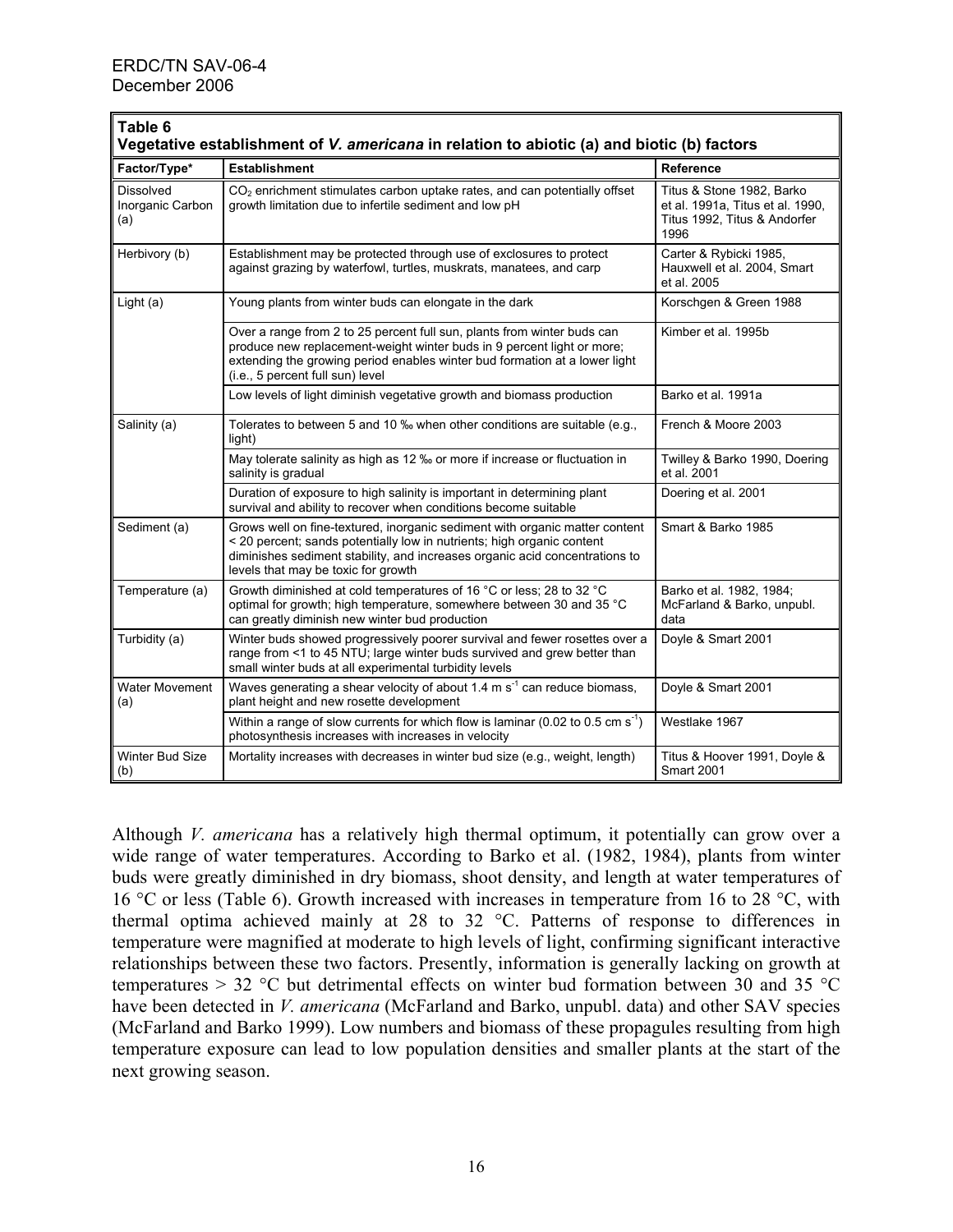**Table 6**
**Vegetative establishment of *V. americana* in relation to abiotic (a) and biotic (b) factors**

| Factor/Type* | Establishment | Reference |
|---|---|---|
| Dissolved Inorganic Carbon (a) | $CO_2$ enrichment stimulates carbon uptake rates, and can potentially offset growth limitation due to infertile sediment and low pH | Titus & Stone 1982, Barko et al. 1991a, Titus et al. 1990, Titus 1992, Titus & Andorfer 1996 |
| Herbivory (b) | Establishment may be protected through use of exclosures to protect against grazing by waterfowl, turtles, muskrats, manatees, and carp | Carter & Rybicki 1985, Hauxwell et al. 2004, Smart et al. 2005 |
| Light (a) | Young plants from winter buds can elongate in the dark | Korschgen & Green 1988 |
| | Over a range from 2 to 25 percent full sun, plants from winter buds can produce new replacement-weight winter buds in 9 percent light or more; extending the growing period enables winter bud formation at a lower light (i.e., 5 percent full sun) level | Kimber et al. 1995b |
| | Low levels of light diminish vegetative growth and biomass production | Barko et al. 1991a |
| Salinity (a) | Tolerates to between 5 and 10 ‰ when other conditions are suitable (e.g., light) | French & Moore 2003 |
| | May tolerate salinity as high as 12 ‰ or more if increase or fluctuation in salinity is gradual | Twilley & Barko 1990, Doering et al. 2001 |
| | Duration of exposure to high salinity is important in determining plant survival and ability to recover when conditions become suitable | Doering et al. 2001 |
| Sediment (a) | Grows well on fine-textured, inorganic sediment with organic matter content < 20 percent; sands potentially low in nutrients; high organic content diminishes sediment stability, and increases organic acid concentrations to levels that may be toxic for growth | Smart & Barko 1985 |
| Temperature (a) | Growth diminished at cold temperatures of 16 °C or less; 28 to 32 °C optimal for growth; high temperature, somewhere between 30 and 35 °C can greatly diminish new winter bud production | Barko et al. 1982, 1984; McFarland & Barko, unpubl. data |
| Turbidity (a) | Winter buds showed progressively poorer survival and fewer rosettes over a range from <1 to 45 NTU; large winter buds survived and grew better than small winter buds at all experimental turbidity levels | Doyle & Smart 2001 |
| Water Movement (a) | Waves generating a shear velocity of about 1.4 m $s^{-1}$ can reduce biomass, plant height and new rosette development | Doyle & Smart 2001 |
| | Within a range of slow currents for which flow is laminar (0.02 to 0.5 cm $s^{-1}$) photosynthesis increases with increases in velocity | Westlake 1967 |
| Winter Bud Size (b) | Mortality increases with decreases in winter bud size (e.g., weight, length) | Titus & Hoover 1991, Doyle & Smart 2001 |

Although *V. americana* has a relatively high thermal optimum, it potentially can grow over a wide range of water temperatures. According to Barko et al. (1982, 1984), plants from winter buds were greatly diminished in dry biomass, shoot density, and length at water temperatures of 16 °C or less (Table 6). Growth increased with increases in temperature from 16 to 28 °C, with thermal optima achieved mainly at 28 to 32 °C. Patterns of response to differences in temperature were magnified at moderate to high levels of light, confirming significant interactive relationships between these two factors. Presently, information is generally lacking on growth at temperatures > 32 °C but detrimental effects on winter bud formation between 30 and 35 °C have been detected in *V. americana* (McFarland and Barko, unpubl. data) and other SAV species (McFarland and Barko 1999). Low numbers and biomass of these propagules resulting from high temperature exposure can lead to low population densities and smaller plants at the start of the next growing season.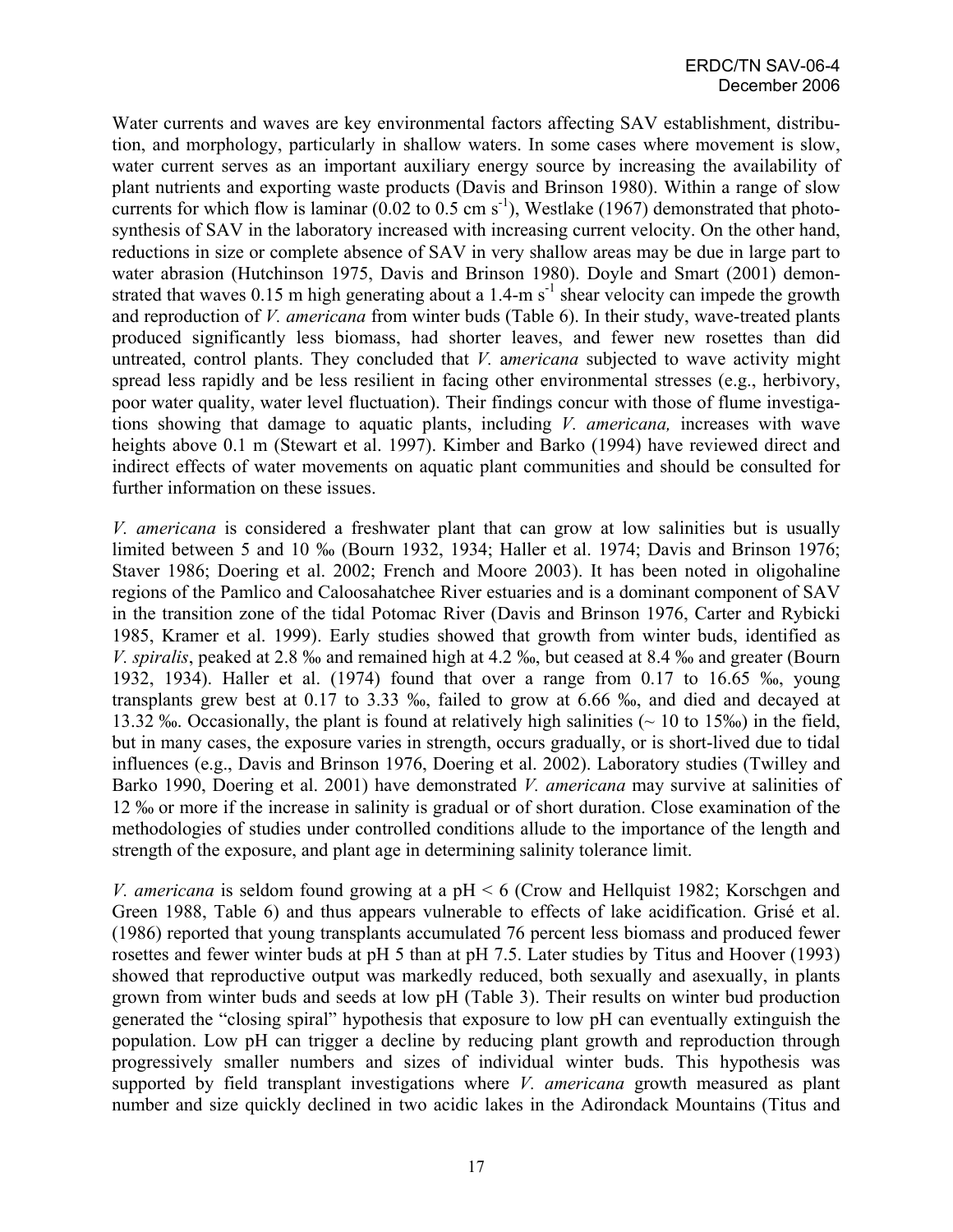Water currents and waves are key environmental factors affecting SAV establishment, distribution, and morphology, particularly in shallow waters. In some cases where movement is slow, water current serves as an important auxiliary energy source by increasing the availability of plant nutrients and exporting waste products (Davis and Brinson 1980). Within a range of slow currents for which flow is laminar (0.02 to 0.5 cm $s^{-1}$), Westlake (1967) demonstrated that photosynthesis of SAV in the laboratory increased with increasing current velocity. On the other hand, reductions in size or complete absence of SAV in very shallow areas may be due in large part to water abrasion (Hutchinson 1975, Davis and Brinson 1980). Doyle and Smart (2001) demonstrated that waves 0.15 m high generating about a 1.4-m $s^{-1}$ shear velocity can impede the growth and reproduction of *V. americana* from winter buds (Table 6). In their study, wave-treated plants produced significantly less biomass, had shorter leaves, and fewer new rosettes than did untreated, control plants. They concluded that *V. americana* subjected to wave activity might spread less rapidly and be less resilient in facing other environmental stresses (e.g., herbivory, poor water quality, water level fluctuation). Their findings concur with those of flume investigations showing that damage to aquatic plants, including *V. americana,* increases with wave heights above 0.1 m (Stewart et al. 1997). Kimber and Barko (1994) have reviewed direct and indirect effects of water movements on aquatic plant communities and should be consulted for further information on these issues.

*V. americana* is considered a freshwater plant that can grow at low salinities but is usually limited between 5 and 10 ‰ (Bourn 1932, 1934; Haller et al. 1974; Davis and Brinson 1976; Staver 1986; Doering et al. 2002; French and Moore 2003). It has been noted in oligohaline regions of the Pamlico and Caloosahatchee River estuaries and is a dominant component of SAV in the transition zone of the tidal Potomac River (Davis and Brinson 1976, Carter and Rybicki 1985, Kramer et al. 1999). Early studies showed that growth from winter buds, identified as *V. spiralis*, peaked at 2.8 ‰ and remained high at 4.2 ‰, but ceased at 8.4 ‰ and greater (Bourn 1932, 1934). Haller et al. (1974) found that over a range from 0.17 to 16.65 ‰, young transplants grew best at 0.17 to 3.33 ‰, failed to grow at 6.66 ‰, and died and decayed at 13.32 ‰. Occasionally, the plant is found at relatively high salinities (~ 10 to 15‰) in the field, but in many cases, the exposure varies in strength, occurs gradually, or is short-lived due to tidal influences (e.g., Davis and Brinson 1976, Doering et al. 2002). Laboratory studies (Twilley and Barko 1990, Doering et al. 2001) have demonstrated *V. americana* may survive at salinities of 12 ‰ or more if the increase in salinity is gradual or of short duration. Close examination of the methodologies of studies under controlled conditions allude to the importance of the length and strength of the exposure, and plant age in determining salinity tolerance limit.

*V. americana* is seldom found growing at a pH < 6 (Crow and Hellquist 1982; Korschgen and Green 1988, Table 6) and thus appears vulnerable to effects of lake acidification. Grisé et al. (1986) reported that young transplants accumulated 76 percent less biomass and produced fewer rosettes and fewer winter buds at pH 5 than at pH 7.5. Later studies by Titus and Hoover (1993) showed that reproductive output was markedly reduced, both sexually and asexually, in plants grown from winter buds and seeds at low pH (Table 3). Their results on winter bud production generated the "closing spiral" hypothesis that exposure to low pH can eventually extinguish the population. Low pH can trigger a decline by reducing plant growth and reproduction through progressively smaller numbers and sizes of individual winter buds. This hypothesis was supported by field transplant investigations where *V. americana* growth measured as plant number and size quickly declined in two acidic lakes in the Adirondack Mountains (Titus and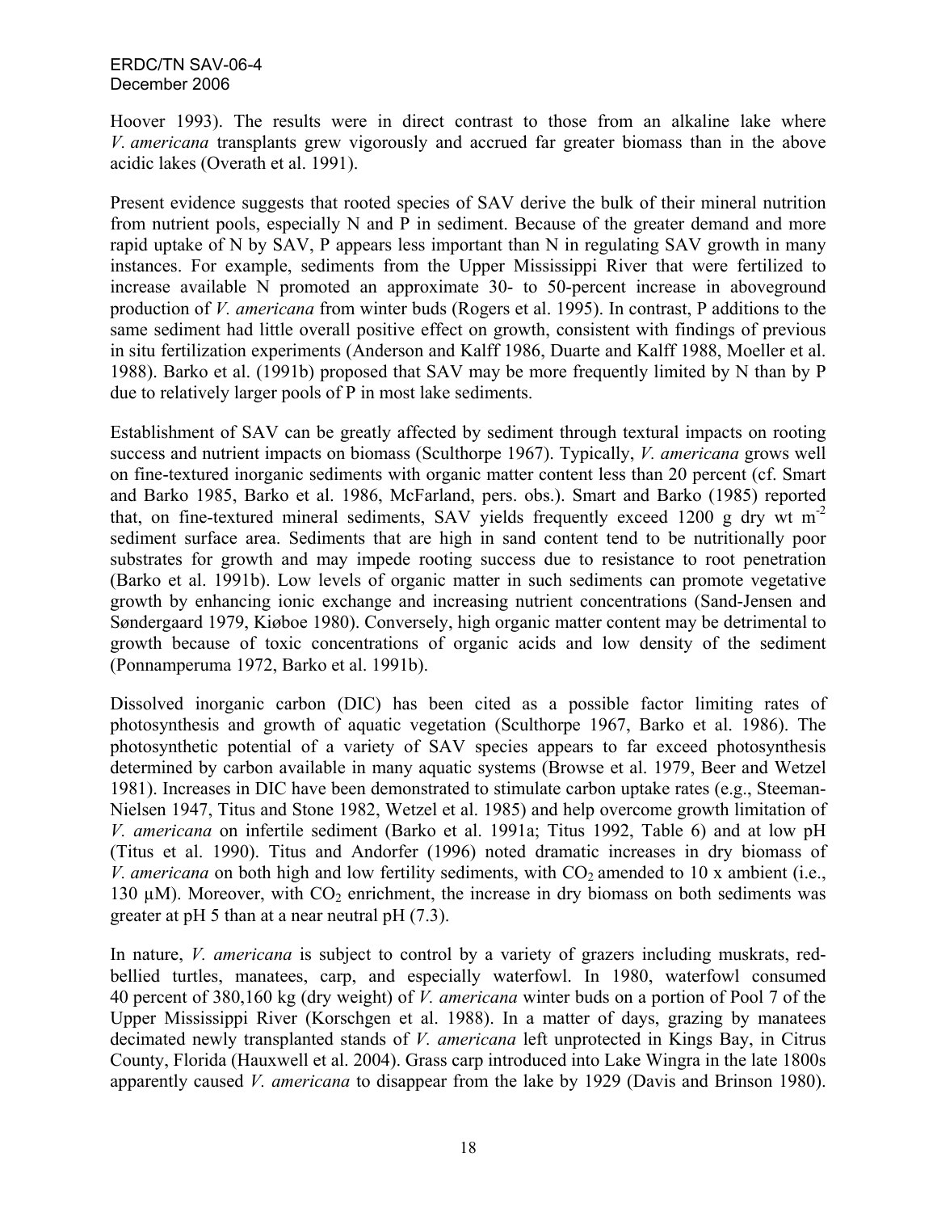Hoover 1993). The results were in direct contrast to those from an alkaline lake where *V. americana* transplants grew vigorously and accrued far greater biomass than in the above acidic lakes (Overath et al. 1991).

Present evidence suggests that rooted species of SAV derive the bulk of their mineral nutrition from nutrient pools, especially N and P in sediment. Because of the greater demand and more rapid uptake of N by SAV, P appears less important than N in regulating SAV growth in many instances. For example, sediments from the Upper Mississippi River that were fertilized to increase available N promoted an approximate 30- to 50-percent increase in aboveground production of *V. americana* from winter buds (Rogers et al. 1995). In contrast, P additions to the same sediment had little overall positive effect on growth, consistent with findings of previous in situ fertilization experiments (Anderson and Kalff 1986, Duarte and Kalff 1988, Moeller et al. 1988). Barko et al. (1991b) proposed that SAV may be more frequently limited by N than by P due to relatively larger pools of P in most lake sediments.

Establishment of SAV can be greatly affected by sediment through textural impacts on rooting success and nutrient impacts on biomass (Sculthorpe 1967). Typically, *V. americana* grows well on fine-textured inorganic sediments with organic matter content less than 20 percent (cf. Smart and Barko 1985, Barko et al. 1986, McFarland, pers. obs.). Smart and Barko (1985) reported that, on fine-textured mineral sediments, SAV yields frequently exceed 1200 g dry wt $m^{-2}$ sediment surface area. Sediments that are high in sand content tend to be nutritionally poor substrates for growth and may impede rooting success due to resistance to root penetration (Barko et al. 1991b). Low levels of organic matter in such sediments can promote vegetative growth by enhancing ionic exchange and increasing nutrient concentrations (Sand-Jensen and Søndergaard 1979, Kiøboe 1980). Conversely, high organic matter content may be detrimental to growth because of toxic concentrations of organic acids and low density of the sediment (Ponnamperuma 1972, Barko et al. 1991b).

Dissolved inorganic carbon (DIC) has been cited as a possible factor limiting rates of photosynthesis and growth of aquatic vegetation (Sculthorpe 1967, Barko et al. 1986). The photosynthetic potential of a variety of SAV species appears to far exceed photosynthesis determined by carbon available in many aquatic systems (Browse et al. 1979, Beer and Wetzel 1981). Increases in DIC have been demonstrated to stimulate carbon uptake rates (e.g., Steeman-Nielsen 1947, Titus and Stone 1982, Wetzel et al. 1985) and help overcome growth limitation of *V. americana* on infertile sediment (Barko et al. 1991a; Titus 1992, Table 6) and at low pH (Titus et al. 1990). Titus and Andorfer (1996) noted dramatic increases in dry biomass of *V. americana* on both high and low fertility sediments, with $CO_2$ amended to 10 x ambient (i.e., 130 µM). Moreover, with $CO_2$ enrichment, the increase in dry biomass on both sediments was greater at pH 5 than at a near neutral pH (7.3).

In nature, *V. americana* is subject to control by a variety of grazers including muskrats, red-bellied turtles, manatees, carp, and especially waterfowl. In 1980, waterfowl consumed 40 percent of 380,160 kg (dry weight) of *V. americana* winter buds on a portion of Pool 7 of the Upper Mississippi River (Korschgen et al. 1988). In a matter of days, grazing by manatees decimated newly transplanted stands of *V. americana* left unprotected in Kings Bay, in Citrus County, Florida (Hauxwell et al. 2004). Grass carp introduced into Lake Wingra in the late 1800s apparently caused *V. americana* to disappear from the lake by 1929 (Davis and Brinson 1980).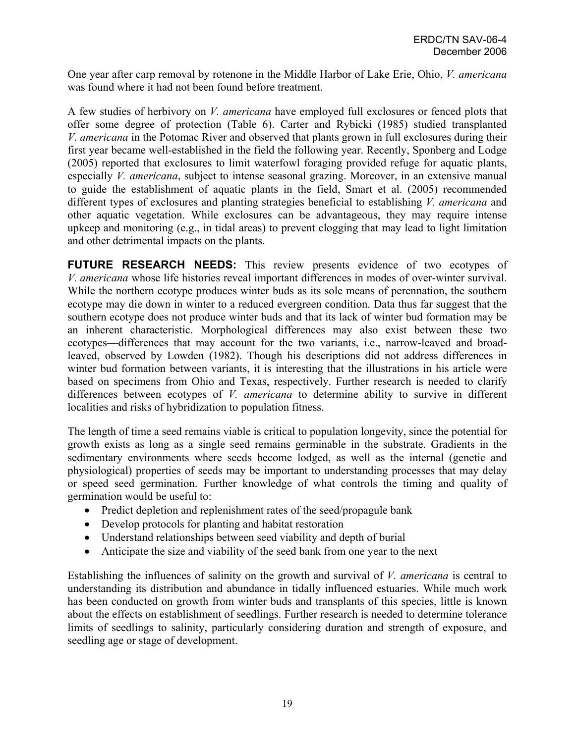One year after carp removal by rotenone in the Middle Harbor of Lake Erie, Ohio, *V. americana* was found where it had not been found before treatment.

A few studies of herbivory on *V. americana* have employed full exclosures or fenced plots that offer some degree of protection (Table 6). Carter and Rybicki (1985) studied transplanted *V. americana* in the Potomac River and observed that plants grown in full exclosures during their first year became well-established in the field the following year. Recently, Sponberg and Lodge (2005) reported that exclosures to limit waterfowl foraging provided refuge for aquatic plants, especially *V. americana*, subject to intense seasonal grazing. Moreover, in an extensive manual to guide the establishment of aquatic plants in the field, Smart et al. (2005) recommended different types of exclosures and planting strategies beneficial to establishing *V. americana* and other aquatic vegetation. While exclosures can be advantageous, they may require intense upkeep and monitoring (e.g., in tidal areas) to prevent clogging that may lead to light limitation and other detrimental impacts on the plants.

**FUTURE RESEARCH NEEDS:** This review presents evidence of two ecotypes of *V. americana* whose life histories reveal important differences in modes of over-winter survival. While the northern ecotype produces winter buds as its sole means of perennation, the southern ecotype may die down in winter to a reduced evergreen condition. Data thus far suggest that the southern ecotype does not produce winter buds and that its lack of winter bud formation may be an inherent characteristic. Morphological differences may also exist between these two ecotypes—differences that may account for the two variants, i.e., narrow-leaved and broad-leaved, observed by Lowden (1982). Though his descriptions did not address differences in winter bud formation between variants, it is interesting that the illustrations in his article were based on specimens from Ohio and Texas, respectively. Further research is needed to clarify differences between ecotypes of *V. americana* to determine ability to survive in different localities and risks of hybridization to population fitness.

The length of time a seed remains viable is critical to population longevity, since the potential for growth exists as long as a single seed remains germinable in the substrate. Gradients in the sedimentary environments where seeds become lodged, as well as the internal (genetic and physiological) properties of seeds may be important to understanding processes that may delay or speed seed germination. Further knowledge of what controls the timing and quality of germination would be useful to:

- Predict depletion and replenishment rates of the seed/propagule bank
- Develop protocols for planting and habitat restoration
- Understand relationships between seed viability and depth of burial
- Anticipate the size and viability of the seed bank from one year to the next

Establishing the influences of salinity on the growth and survival of *V. americana* is central to understanding its distribution and abundance in tidally influenced estuaries. While much work has been conducted on growth from winter buds and transplants of this species, little is known about the effects on establishment of seedlings. Further research is needed to determine tolerance limits of seedlings to salinity, particularly considering duration and strength of exposure, and seedling age or stage of development.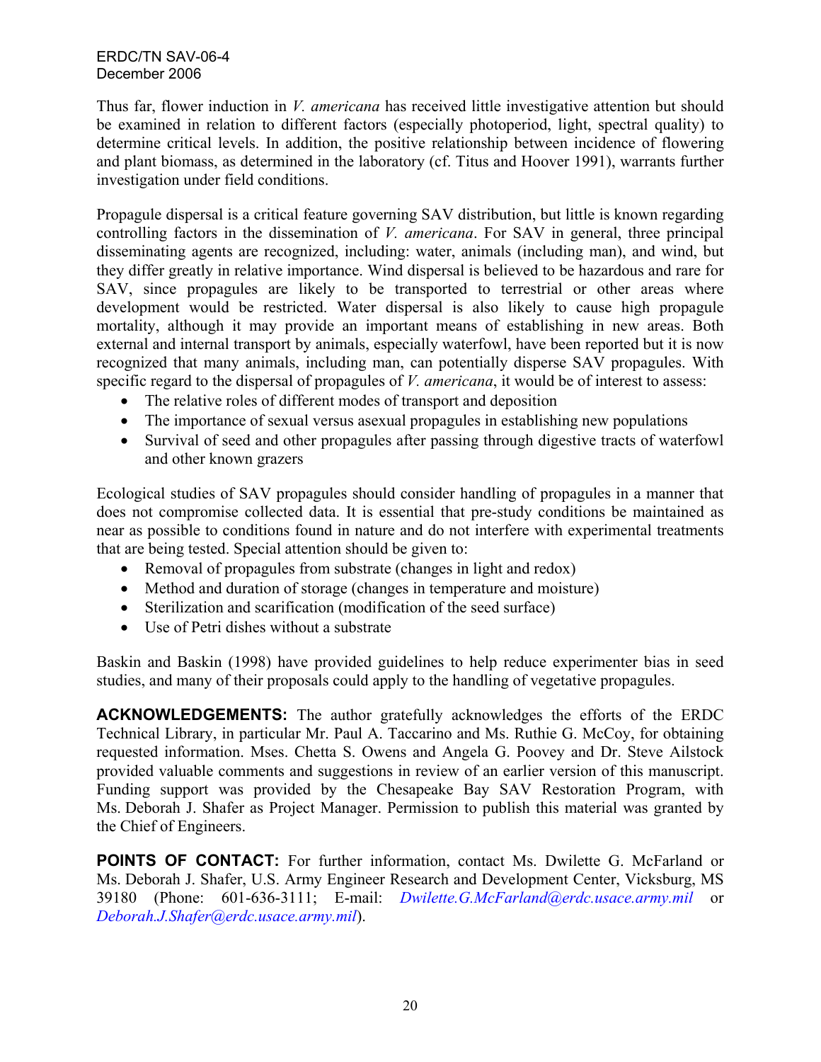Thus far, flower induction in *V. americana* has received little investigative attention but should be examined in relation to different factors (especially photoperiod, light, spectral quality) to determine critical levels. In addition, the positive relationship between incidence of flowering and plant biomass, as determined in the laboratory (cf. Titus and Hoover 1991), warrants further investigation under field conditions.

Propagule dispersal is a critical feature governing SAV distribution, but little is known regarding controlling factors in the dissemination of *V. americana*. For SAV in general, three principal disseminating agents are recognized, including: water, animals (including man), and wind, but they differ greatly in relative importance. Wind dispersal is believed to be hazardous and rare for SAV, since propagules are likely to be transported to terrestrial or other areas where development would be restricted. Water dispersal is also likely to cause high propagule mortality, although it may provide an important means of establishing in new areas. Both external and internal transport by animals, especially waterfowl, have been reported but it is now recognized that many animals, including man, can potentially disperse SAV propagules. With specific regard to the dispersal of propagules of *V. americana*, it would be of interest to assess:

- The relative roles of different modes of transport and deposition
- The importance of sexual versus asexual propagules in establishing new populations
- Survival of seed and other propagules after passing through digestive tracts of waterfowl and other known grazers

Ecological studies of SAV propagules should consider handling of propagules in a manner that does not compromise collected data. It is essential that pre-study conditions be maintained as near as possible to conditions found in nature and do not interfere with experimental treatments that are being tested. Special attention should be given to:

- Removal of propagules from substrate (changes in light and redox)
- Method and duration of storage (changes in temperature and moisture)
- Sterilization and scarification (modification of the seed surface)
- Use of Petri dishes without a substrate

Baskin and Baskin (1998) have provided guidelines to help reduce experimenter bias in seed studies, and many of their proposals could apply to the handling of vegetative propagules.

**ACKNOWLEDGEMENTS:** The author gratefully acknowledges the efforts of the ERDC Technical Library, in particular Mr. Paul A. Taccarino and Ms. Ruthie G. McCoy, for obtaining requested information. Mses. Chetta S. Owens and Angela G. Poovey and Dr. Steve Ailstock provided valuable comments and suggestions in review of an earlier version of this manuscript. Funding support was provided by the Chesapeake Bay SAV Restoration Program, with Ms. Deborah J. Shafer as Project Manager. Permission to publish this material was granted by the Chief of Engineers.

**POINTS OF CONTACT:** For further information, contact Ms. Dwilette G. McFarland or Ms. Deborah J. Shafer, U.S. Army Engineer Research and Development Center, Vicksburg, MS 39180 (Phone: 601-636-3111; E-mail: *Dwilette.G.McFarland@erdc.usace.army.mil* or *Deborah.J.Shafer@erdc.usace.army.mil*).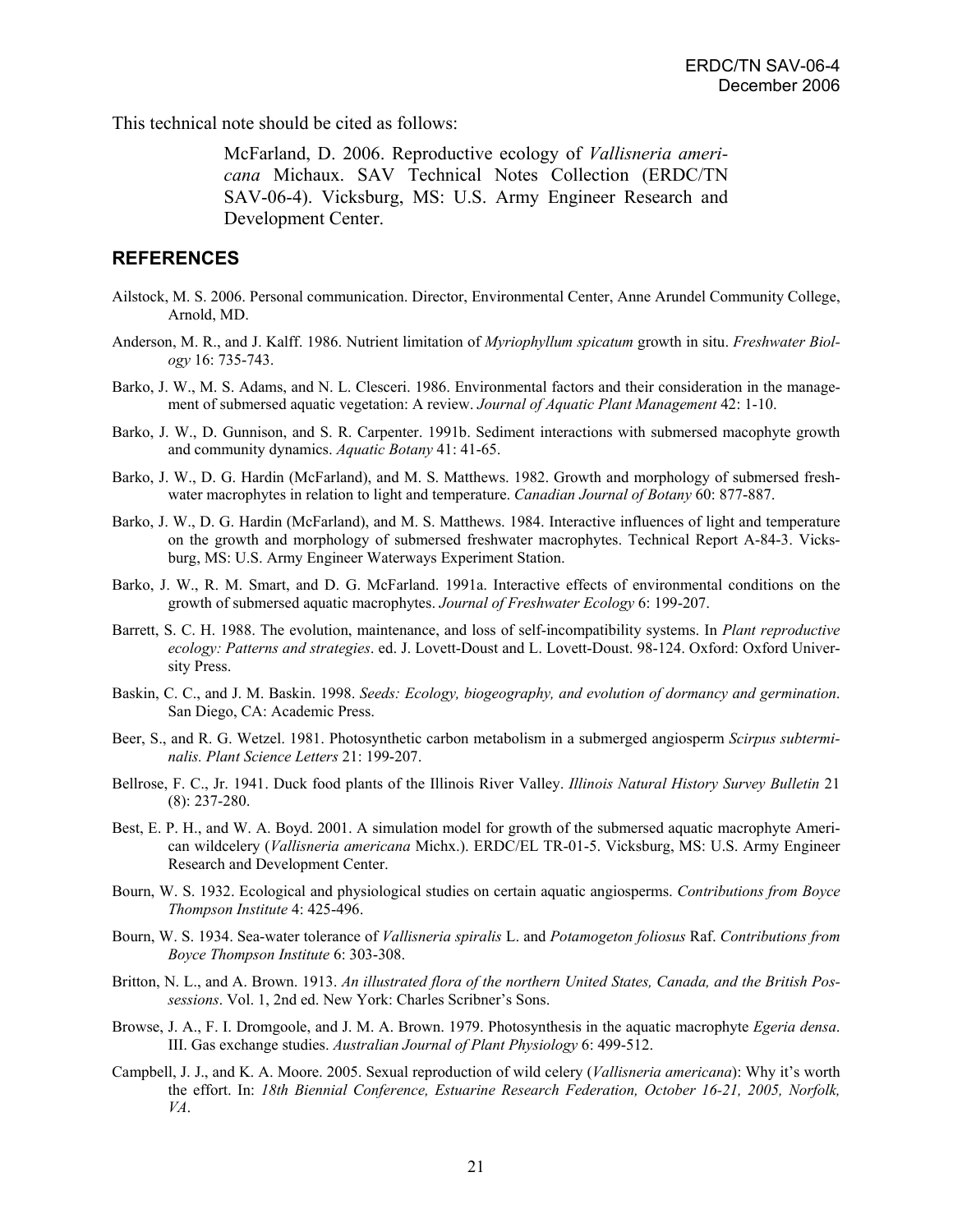This technical note should be cited as follows:

> McFarland, D. 2006. Reproductive ecology of *Vallisneria americana* Michaux. SAV Technical Notes Collection (ERDC/TN SAV-06-4). Vicksburg, MS: U.S. Army Engineer Research and Development Center.

## REFERENCES

Ailstock, M. S. 2006. Personal communication. Director, Environmental Center, Anne Arundel Community College, Arnold, MD.

Anderson, M. R., and J. Kalff. 1986. Nutrient limitation of *Myriophyllum spicatum* growth in situ. *Freshwater Biology* 16: 735-743.

Barko, J. W., M. S. Adams, and N. L. Clesceri. 1986. Environmental factors and their consideration in the management of submersed aquatic vegetation: A review. *Journal of Aquatic Plant Management* 42: 1-10.

Barko, J. W., D. Gunnison, and S. R. Carpenter. 1991b. Sediment interactions with submersed macophyte growth and community dynamics. *Aquatic Botany* 41: 41-65.

Barko, J. W., D. G. Hardin (McFarland), and M. S. Matthews. 1982. Growth and morphology of submersed freshwater macrophytes in relation to light and temperature. *Canadian Journal of Botany* 60: 877-887.

Barko, J. W., D. G. Hardin (McFarland), and M. S. Matthews. 1984. Interactive influences of light and temperature on the growth and morphology of submersed freshwater macrophytes. Technical Report A-84-3. Vicksburg, MS: U.S. Army Engineer Waterways Experiment Station.

Barko, J. W., R. M. Smart, and D. G. McFarland. 1991a. Interactive effects of environmental conditions on the growth of submersed aquatic macrophytes. *Journal of Freshwater Ecology* 6: 199-207.

Barrett, S. C. H. 1988. The evolution, maintenance, and loss of self-incompatibility systems. In *Plant reproductive ecology: Patterns and strategies*. ed. J. Lovett-Doust and L. Lovett-Doust. 98-124. Oxford: Oxford University Press.

Baskin, C. C., and J. M. Baskin. 1998. *Seeds: Ecology, biogeography, and evolution of dormancy and germination*. San Diego, CA: Academic Press.

Beer, S., and R. G. Wetzel. 1981. Photosynthetic carbon metabolism in a submerged angiosperm *Scirpus subterminalis. Plant Science Letters* 21: 199-207.

Bellrose, F. C., Jr. 1941. Duck food plants of the Illinois River Valley. *Illinois Natural History Survey Bulletin* 21 (8): 237-280.

Best, E. P. H., and W. A. Boyd. 2001. A simulation model for growth of the submersed aquatic macrophyte American wildcelery (*Vallisneria americana* Michx.). ERDC/EL TR-01-5. Vicksburg, MS: U.S. Army Engineer Research and Development Center.

Bourn, W. S. 1932. Ecological and physiological studies on certain aquatic angiosperms. *Contributions from Boyce Thompson Institute* 4: 425-496.

Bourn, W. S. 1934. Sea-water tolerance of *Vallisneria spiralis* L. and *Potamogeton foliosus* Raf. *Contributions from Boyce Thompson Institute* 6: 303-308.

Britton, N. L., and A. Brown. 1913. *An illustrated flora of the northern United States, Canada, and the British Possessions*. Vol. 1, 2nd ed. New York: Charles Scribner's Sons.

Browse, J. A., F. I. Dromgoole, and J. M. A. Brown. 1979. Photosynthesis in the aquatic macrophyte *Egeria densa*. III. Gas exchange studies. *Australian Journal of Plant Physiology* 6: 499-512.

Campbell, J. J., and K. A. Moore. 2005. Sexual reproduction of wild celery (*Vallisneria americana*): Why it's worth the effort. In: *18th Biennial Conference, Estuarine Research Federation, October 16-21, 2005, Norfolk, VA*.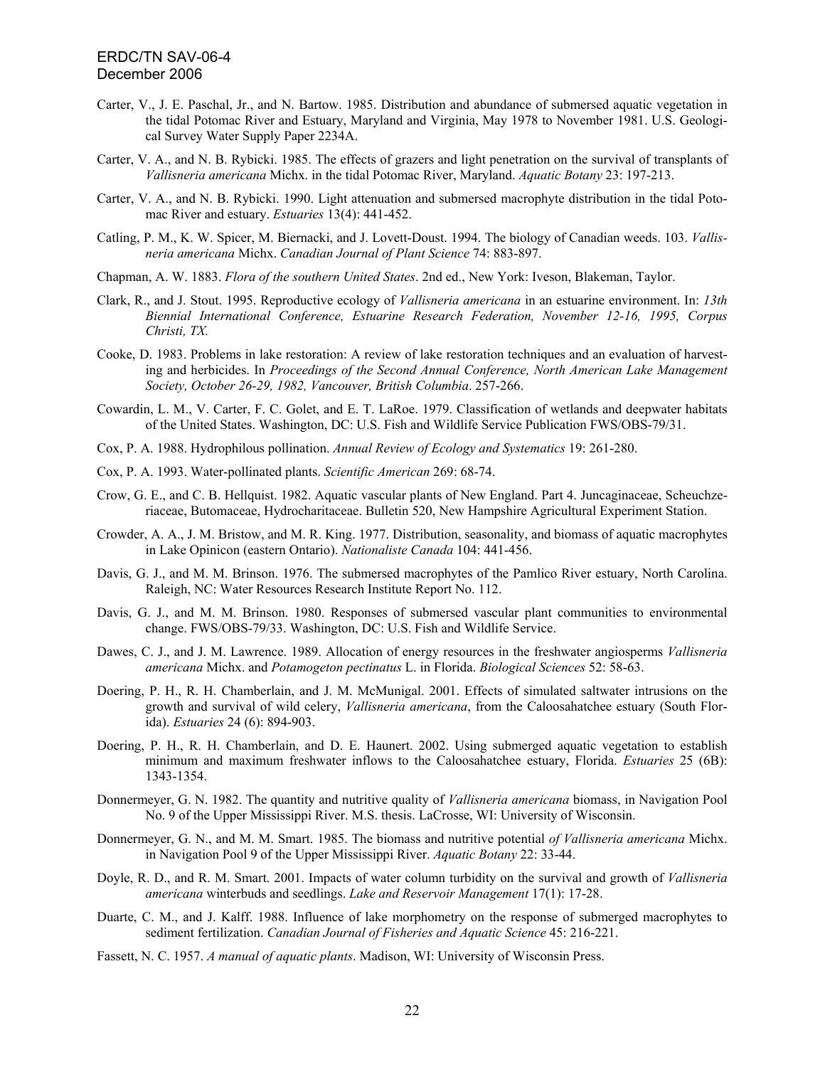Carter, V., J. E. Paschal, Jr., and N. Bartow. 1985. Distribution and abundance of submersed aquatic vegetation in the tidal Potomac River and Estuary, Maryland and Virginia, May 1978 to November 1981. U.S. Geological Survey Water Supply Paper 2234A.

Carter, V. A., and N. B. Rybicki. 1985. The effects of grazers and light penetration on the survival of transplants of *Vallisneria americana* Michx. in the tidal Potomac River, Maryland. *Aquatic Botany* 23: 197-213.

Carter, V. A., and N. B. Rybicki. 1990. Light attenuation and submersed macrophyte distribution in the tidal Potomac River and estuary. *Estuaries* 13(4): 441-452.

Catling, P. M., K. W. Spicer, M. Biernacki, and J. Lovett-Doust. 1994. The biology of Canadian weeds. 103. *Vallisneria americana* Michx. *Canadian Journal of Plant Science* 74: 883-897.

Chapman, A. W. 1883. *Flora of the southern United States*. 2nd ed., New York: Iveson, Blakeman, Taylor.

Clark, R., and J. Stout. 1995. Reproductive ecology of *Vallisneria americana* in an estuarine environment. In: *13th Biennial International Conference, Estuarine Research Federation, November 12-16, 1995, Corpus Christi, TX.*

Cooke, D. 1983. Problems in lake restoration: A review of lake restoration techniques and an evaluation of harvesting and herbicides. In *Proceedings of the Second Annual Conference, North American Lake Management Society, October 26-29, 1982, Vancouver, British Columbia*. 257-266.

Cowardin, L. M., V. Carter, F. C. Golet, and E. T. LaRoe. 1979. Classification of wetlands and deepwater habitats of the United States. Washington, DC: U.S. Fish and Wildlife Service Publication FWS/OBS-79/31.

Cox, P. A. 1988. Hydrophilous pollination. *Annual Review of Ecology and Systematics* 19: 261-280.

Cox, P. A. 1993. Water-pollinated plants. *Scientific American* 269: 68-74.

Crow, G. E., and C. B. Hellquist. 1982. Aquatic vascular plants of New England. Part 4. Juncaginaceae, Scheuchzeriaceae, Butomaceae, Hydrocharitaceae. Bulletin 520, New Hampshire Agricultural Experiment Station.

Crowder, A. A., J. M. Bristow, and M. R. King. 1977. Distribution, seasonality, and biomass of aquatic macrophytes in Lake Opinicon (eastern Ontario). *Nationaliste Canada* 104: 441-456.

Davis, G. J., and M. M. Brinson. 1976. The submersed macrophytes of the Pamlico River estuary, North Carolina. Raleigh, NC: Water Resources Research Institute Report No. 112.

Davis, G. J., and M. M. Brinson. 1980. Responses of submersed vascular plant communities to environmental change. FWS/OBS-79/33. Washington, DC: U.S. Fish and Wildlife Service.

Dawes, C. J., and J. M. Lawrence. 1989. Allocation of energy resources in the freshwater angiosperms *Vallisneria americana* Michx. and *Potamogeton pectinatus* L. in Florida. *Biological Sciences* 52: 58-63.

Doering, P. H., R. H. Chamberlain, and J. M. McMunigal. 2001. Effects of simulated saltwater intrusions on the growth and survival of wild celery, *Vallisneria americana*, from the Caloosahatchee estuary (South Florida). *Estuaries* 24 (6): 894-903.

Doering, P. H., R. H. Chamberlain, and D. E. Haunert. 2002. Using submerged aquatic vegetation to establish minimum and maximum freshwater inflows to the Caloosahatchee estuary, Florida. *Estuaries* 25 (6B): 1343-1354.

Donnermeyer, G. N. 1982. The quantity and nutritive quality of *Vallisneria americana* biomass, in Navigation Pool No. 9 of the Upper Mississippi River. M.S. thesis. LaCrosse, WI: University of Wisconsin.

Donnermeyer, G. N., and M. M. Smart. 1985. The biomass and nutritive potential *of Vallisneria americana* Michx. in Navigation Pool 9 of the Upper Mississippi River. *Aquatic Botany* 22: 33-44.

Doyle, R. D., and R. M. Smart. 2001. Impacts of water column turbidity on the survival and growth of *Vallisneria americana* winterbuds and seedlings. *Lake and Reservoir Management* 17(1): 17-28.

Duarte, C. M., and J. Kalff. 1988. Influence of lake morphometry on the response of submerged macrophytes to sediment fertilization. *Canadian Journal of Fisheries and Aquatic Science* 45: 216-221.

Fassett, N. C. 1957. *A manual of aquatic plants*. Madison, WI: University of Wisconsin Press.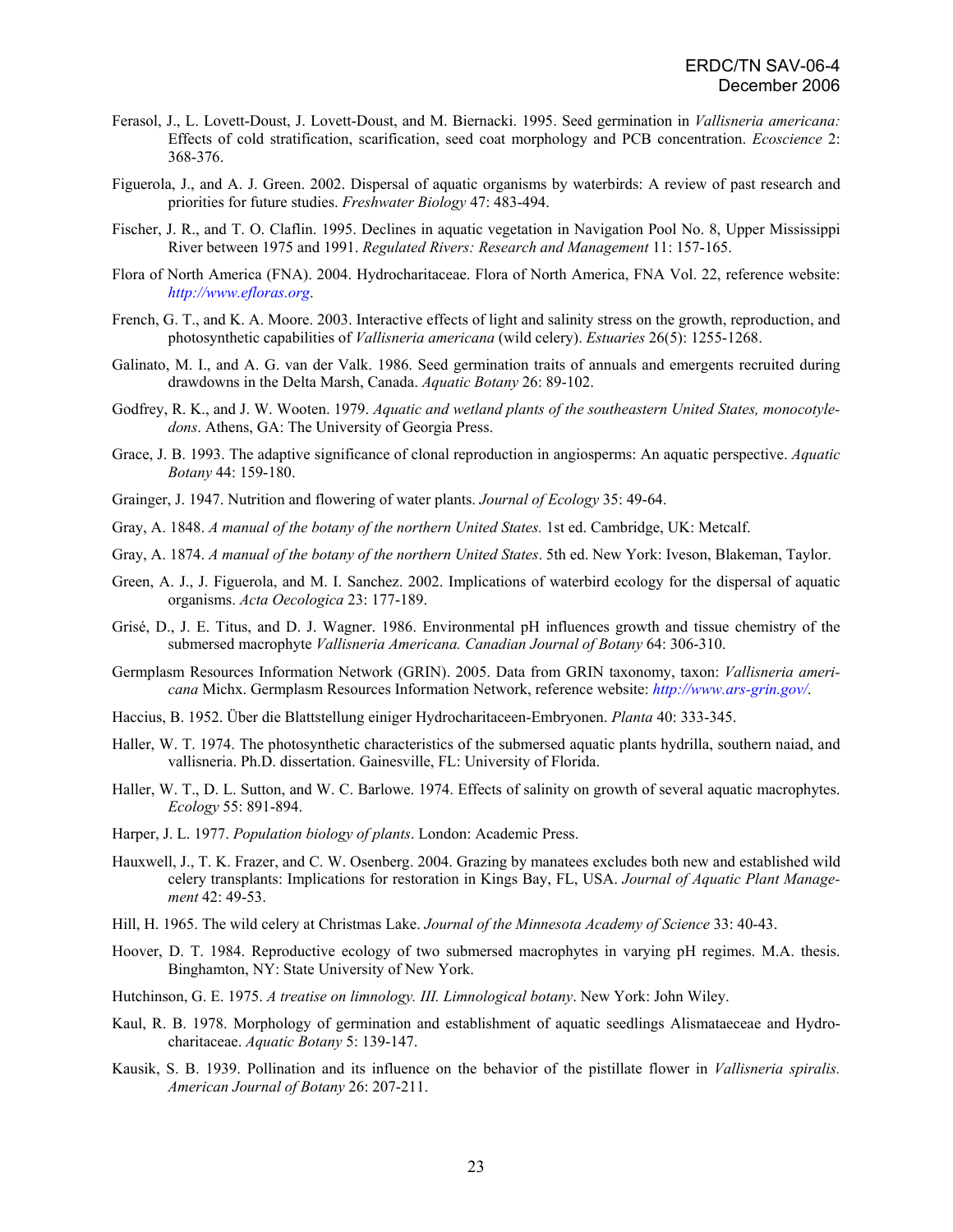Ferasol, J., L. Lovett-Doust, J. Lovett-Doust, and M. Biernacki. 1995. Seed germination in *Vallisneria americana:* Effects of cold stratification, scarification, seed coat morphology and PCB concentration. *Ecoscience* 2: 368-376.

Figuerola, J., and A. J. Green. 2002. Dispersal of aquatic organisms by waterbirds: A review of past research and priorities for future studies. *Freshwater Biology* 47: 483-494.

Fischer, J. R., and T. O. Claflin. 1995. Declines in aquatic vegetation in Navigation Pool No. 8, Upper Mississippi River between 1975 and 1991. *Regulated Rivers: Research and Management* 11: 157-165.

Flora of North America (FNA). 2004. Hydrocharitaceae. Flora of North America, FNA Vol. 22, reference website: *http://www.efloras.org*.

French, G. T., and K. A. Moore. 2003. Interactive effects of light and salinity stress on the growth, reproduction, and photosynthetic capabilities of *Vallisneria americana* (wild celery). *Estuaries* 26(5): 1255-1268.

Galinato, M. I., and A. G. van der Valk. 1986. Seed germination traits of annuals and emergents recruited during drawdowns in the Delta Marsh, Canada. *Aquatic Botany* 26: 89-102.

Godfrey, R. K., and J. W. Wooten. 1979. *Aquatic and wetland plants of the southeastern United States, monocotyledons*. Athens, GA: The University of Georgia Press.

Grace, J. B. 1993. The adaptive significance of clonal reproduction in angiosperms: An aquatic perspective. *Aquatic Botany* 44: 159-180.

Grainger, J. 1947. Nutrition and flowering of water plants. *Journal of Ecology* 35: 49-64.

Gray, A. 1848. *A manual of the botany of the northern United States.* 1st ed. Cambridge, UK: Metcalf.

Gray, A. 1874. *A manual of the botany of the northern United States*. 5th ed. New York: Iveson, Blakeman, Taylor.

Green, A. J., J. Figuerola, and M. I. Sanchez. 2002. Implications of waterbird ecology for the dispersal of aquatic organisms. *Acta Oecologica* 23: 177-189.

Grisé, D., J. E. Titus, and D. J. Wagner. 1986. Environmental pH influences growth and tissue chemistry of the submersed macrophyte *Vallisneria Americana. Canadian Journal of Botany* 64: 306-310.

Germplasm Resources Information Network (GRIN). 2005. Data from GRIN taxonomy, taxon: *Vallisneria americana* Michx. Germplasm Resources Information Network, reference website: *http://www.ars-grin.gov/*.

Haccius, B. 1952. Über die Blattstellung einiger Hydrocharitaceen-Embryonen. *Planta* 40: 333-345.

Haller, W. T. 1974. The photosynthetic characteristics of the submersed aquatic plants hydrilla, southern naiad, and vallisneria. Ph.D. dissertation. Gainesville, FL: University of Florida.

Haller, W. T., D. L. Sutton, and W. C. Barlowe. 1974. Effects of salinity on growth of several aquatic macrophytes. *Ecology* 55: 891-894.

Harper, J. L. 1977. *Population biology of plants*. London: Academic Press.

Hauxwell, J., T. K. Frazer, and C. W. Osenberg. 2004. Grazing by manatees excludes both new and established wild celery transplants: Implications for restoration in Kings Bay, FL, USA. *Journal of Aquatic Plant Management* 42: 49-53.

Hill, H. 1965. The wild celery at Christmas Lake. *Journal of the Minnesota Academy of Science* 33: 40-43.

Hoover, D. T. 1984. Reproductive ecology of two submersed macrophytes in varying pH regimes. M.A. thesis. Binghamton, NY: State University of New York.

Hutchinson, G. E. 1975. *A treatise on limnology. III. Limnological botany*. New York: John Wiley.

Kaul, R. B. 1978. Morphology of germination and establishment of aquatic seedlings Alismataceae and Hydrocharitaceae. *Aquatic Botany* 5: 139-147.

Kausik, S. B. 1939. Pollination and its influence on the behavior of the pistillate flower in *Vallisneria spiralis. American Journal of Botany* 26: 207-211.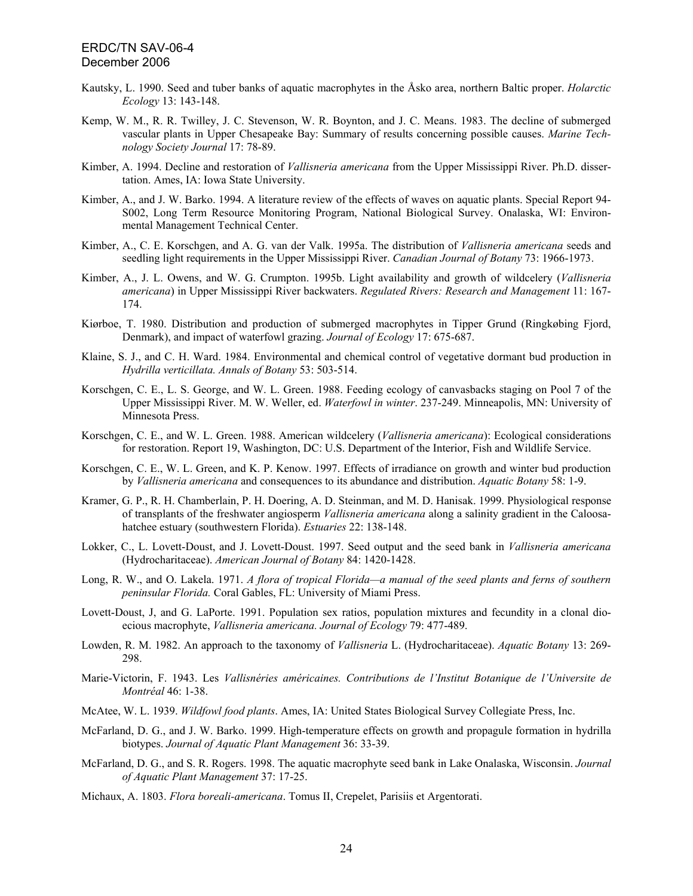Kautsky, L. 1990. Seed and tuber banks of aquatic macrophytes in the Åsko area, northern Baltic proper. *Holarctic Ecology* 13: 143-148.

Kemp, W. M., R. R. Twilley, J. C. Stevenson, W. R. Boynton, and J. C. Means. 1983. The decline of submerged vascular plants in Upper Chesapeake Bay: Summary of results concerning possible causes. *Marine Technology Society Journal* 17: 78-89.

Kimber, A. 1994. Decline and restoration of *Vallisneria americana* from the Upper Mississippi River. Ph.D. dissertation. Ames, IA: Iowa State University.

Kimber, A., and J. W. Barko. 1994. A literature review of the effects of waves on aquatic plants. Special Report 94-S002, Long Term Resource Monitoring Program, National Biological Survey. Onalaska, WI: Environmental Management Technical Center.

Kimber, A., C. E. Korschgen, and A. G. van der Valk. 1995a. The distribution of *Vallisneria americana* seeds and seedling light requirements in the Upper Mississippi River. *Canadian Journal of Botany* 73: 1966-1973.

Kimber, A., J. L. Owens, and W. G. Crumpton. 1995b. Light availability and growth of wildcelery (*Vallisneria americana*) in Upper Mississippi River backwaters. *Regulated Rivers: Research and Management* 11: 167-174.

Kiørboe, T. 1980. Distribution and production of submerged macrophytes in Tipper Grund (Ringkøbing Fjord, Denmark), and impact of waterfowl grazing. *Journal of Ecology* 17: 675-687.

Klaine, S. J., and C. H. Ward. 1984. Environmental and chemical control of vegetative dormant bud production in *Hydrilla verticillata. Annals of Botany* 53: 503-514.

Korschgen, C. E., L. S. George, and W. L. Green. 1988. Feeding ecology of canvasbacks staging on Pool 7 of the Upper Mississippi River. M. W. Weller, ed. *Waterfowl in winter*. 237-249. Minneapolis, MN: University of Minnesota Press.

Korschgen, C. E., and W. L. Green. 1988. American wildcelery (*Vallisneria americana*): Ecological considerations for restoration. Report 19, Washington, DC: U.S. Department of the Interior, Fish and Wildlife Service.

Korschgen, C. E., W. L. Green, and K. P. Kenow. 1997. Effects of irradiance on growth and winter bud production by *Vallisneria americana* and consequences to its abundance and distribution. *Aquatic Botany* 58: 1-9.

Kramer, G. P., R. H. Chamberlain, P. H. Doering, A. D. Steinman, and M. D. Hanisak. 1999. Physiological response of transplants of the freshwater angiosperm *Vallisneria americana* along a salinity gradient in the Caloosahatchee estuary (southwestern Florida). *Estuaries* 22: 138-148.

Lokker, C., L. Lovett-Doust, and J. Lovett-Doust. 1997. Seed output and the seed bank in *Vallisneria americana* (Hydrocharitaceae). *American Journal of Botany* 84: 1420-1428.

Long, R. W., and O. Lakela. 1971. *A flora of tropical Florida—a manual of the seed plants and ferns of southern peninsular Florida.* Coral Gables, FL: University of Miami Press.

Lovett-Doust, J, and G. LaPorte. 1991. Population sex ratios, population mixtures and fecundity in a clonal dioecious macrophyte, *Vallisneria americana. Journal of Ecology* 79: 477-489.

Lowden, R. M. 1982. An approach to the taxonomy of *Vallisneria* L. (Hydrocharitaceae). *Aquatic Botany* 13: 269-298.

Marie-Victorin, F. 1943. Les *Vallisnéries américaines. Contributions de l'Institut Botanique de l'Universite de Montréal* 46: 1-38.

McAtee, W. L. 1939. *Wildfowl food plants*. Ames, IA: United States Biological Survey Collegiate Press, Inc.

McFarland, D. G., and J. W. Barko. 1999. High-temperature effects on growth and propagule formation in hydrilla biotypes. *Journal of Aquatic Plant Management* 36: 33-39.

McFarland, D. G., and S. R. Rogers. 1998. The aquatic macrophyte seed bank in Lake Onalaska, Wisconsin. *Journal of Aquatic Plant Management* 37: 17-25.

Michaux, A. 1803. *Flora boreali-americana*. Tomus II, Crepelet, Parisiis et Argentorati.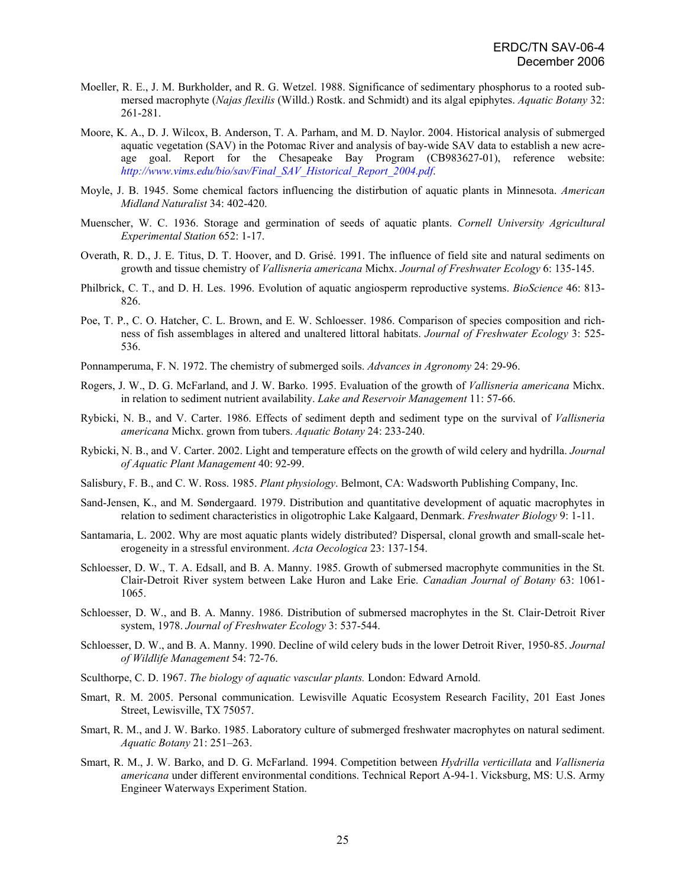Moeller, R. E., J. M. Burkholder, and R. G. Wetzel. 1988. Significance of sedimentary phosphorus to a rooted submersed macrophyte (*Najas flexilis* (Willd.) Rostk. and Schmidt) and its algal epiphytes. *Aquatic Botany* 32: 261-281.

Moore, K. A., D. J. Wilcox, B. Anderson, T. A. Parham, and M. D. Naylor. 2004. Historical analysis of submerged aquatic vegetation (SAV) in the Potomac River and analysis of bay-wide SAV data to establish a new acreage goal. Report for the Chesapeake Bay Program (CB983627-01), reference website: *http://www.vims.edu/bio/sav/Final_SAV_Historical_Report_2004.pdf*.

Moyle, J. B. 1945. Some chemical factors influencing the distirbution of aquatic plants in Minnesota. *American Midland Naturalist* 34: 402-420.

Muenscher, W. C. 1936. Storage and germination of seeds of aquatic plants. *Cornell University Agricultural Experimental Station* 652: 1-17.

Overath, R. D., J. E. Titus, D. T. Hoover, and D. Grisé. 1991. The influence of field site and natural sediments on growth and tissue chemistry of *Vallisneria americana* Michx. *Journal of Freshwater Ecology* 6: 135-145.

Philbrick, C. T., and D. H. Les. 1996. Evolution of aquatic angiosperm reproductive systems. *BioScience* 46: 813-826.

Poe, T. P., C. O. Hatcher, C. L. Brown, and E. W. Schloesser. 1986. Comparison of species composition and richness of fish assemblages in altered and unaltered littoral habitats. *Journal of Freshwater Ecology* 3: 525-536.

Ponnamperuma, F. N. 1972. The chemistry of submerged soils. *Advances in Agronomy* 24: 29-96.

Rogers, J. W., D. G. McFarland, and J. W. Barko. 1995. Evaluation of the growth of *Vallisneria americana* Michx. in relation to sediment nutrient availability. *Lake and Reservoir Management* 11: 57-66.

Rybicki, N. B., and V. Carter. 1986. Effects of sediment depth and sediment type on the survival of *Vallisneria americana* Michx. grown from tubers. *Aquatic Botany* 24: 233-240.

Rybicki, N. B., and V. Carter. 2002. Light and temperature effects on the growth of wild celery and hydrilla. *Journal of Aquatic Plant Management* 40: 92-99.

Salisbury, F. B., and C. W. Ross. 1985. *Plant physiology*. Belmont, CA: Wadsworth Publishing Company, Inc.

Sand-Jensen, K., and M. Søndergaard. 1979. Distribution and quantitative development of aquatic macrophytes in relation to sediment characteristics in oligotrophic Lake Kalgaard, Denmark. *Freshwater Biology* 9: 1-11.

Santamaria, L. 2002. Why are most aquatic plants widely distributed? Dispersal, clonal growth and small-scale heterogeneity in a stressful environment. *Acta Oecologica* 23: 137-154.

Schloesser, D. W., T. A. Edsall, and B. A. Manny. 1985. Growth of submersed macrophyte communities in the St. Clair-Detroit River system between Lake Huron and Lake Erie. *Canadian Journal of Botany* 63: 1061-1065.

Schloesser, D. W., and B. A. Manny. 1986. Distribution of submersed macrophytes in the St. Clair-Detroit River system, 1978. *Journal of Freshwater Ecology* 3: 537-544.

Schloesser, D. W., and B. A. Manny. 1990. Decline of wild celery buds in the lower Detroit River, 1950-85. *Journal of Wildlife Management* 54: 72-76.

Sculthorpe, C. D. 1967. *The biology of aquatic vascular plants.* London: Edward Arnold.

Smart, R. M. 2005. Personal communication. Lewisville Aquatic Ecosystem Research Facility, 201 East Jones Street, Lewisville, TX 75057.

Smart, R. M., and J. W. Barko. 1985. Laboratory culture of submerged freshwater macrophytes on natural sediment. *Aquatic Botany* 21: 251–263.

Smart, R. M., J. W. Barko, and D. G. McFarland. 1994. Competition between *Hydrilla verticillata* and *Vallisneria americana* under different environmental conditions. Technical Report A-94-1. Vicksburg, MS: U.S. Army Engineer Waterways Experiment Station.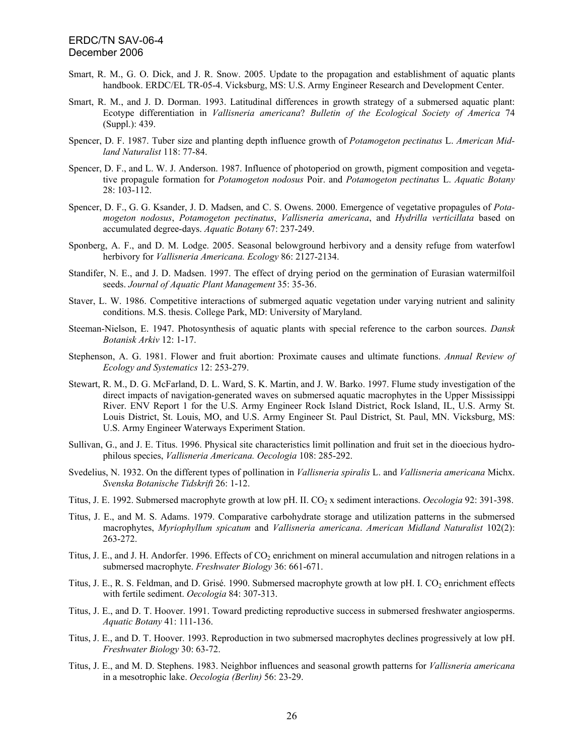Smart, R. M., G. O. Dick, and J. R. Snow. 2005. Update to the propagation and establishment of aquatic plants handbook. ERDC/EL TR-05-4. Vicksburg, MS: U.S. Army Engineer Research and Development Center.

Smart, R. M., and J. D. Dorman. 1993. Latitudinal differences in growth strategy of a submersed aquatic plant: Ecotype differentiation in *Vallisneria americana*? *Bulletin of the Ecological Society of America* 74 (Suppl.): 439.

Spencer, D. F. 1987. Tuber size and planting depth influence growth of *Potamogeton pectinatus* L. *American Midland Naturalist* 118: 77-84.

Spencer, D. F., and L. W. J. Anderson. 1987. Influence of photoperiod on growth, pigment composition and vegetative propagule formation for *Potamogeton nodosus* Poir. and *Potamogeton pectinatus* L. *Aquatic Botany* 28: 103-112.

Spencer, D. F., G. G. Ksander, J. D. Madsen, and C. S. Owens. 2000. Emergence of vegetative propagules of *Potamogeton nodosus*, *Potamogeton pectinatus*, *Vallisneria americana*, and *Hydrilla verticillata* based on accumulated degree-days. *Aquatic Botany* 67: 237-249.

Sponberg, A. F., and D. M. Lodge. 2005. Seasonal belowground herbivory and a density refuge from waterfowl herbivory for *Vallisneria Americana. Ecology* 86: 2127-2134.

Standifer, N. E., and J. D. Madsen. 1997. The effect of drying period on the germination of Eurasian watermilfoil seeds. *Journal of Aquatic Plant Management* 35: 35-36.

Staver, L. W. 1986. Competitive interactions of submerged aquatic vegetation under varying nutrient and salinity conditions. M.S. thesis. College Park, MD: University of Maryland.

Steeman-Nielson, E. 1947. Photosynthesis of aquatic plants with special reference to the carbon sources. *Dansk Botanisk Arkiv* 12: 1-17.

Stephenson, A. G. 1981. Flower and fruit abortion: Proximate causes and ultimate functions. *Annual Review of Ecology and Systematics* 12: 253-279.

Stewart, R. M., D. G. McFarland, D. L. Ward, S. K. Martin, and J. W. Barko. 1997. Flume study investigation of the direct impacts of navigation-generated waves on submersed aquatic macrophytes in the Upper Mississippi River. ENV Report 1 for the U.S. Army Engineer Rock Island District, Rock Island, IL, U.S. Army St. Louis District, St. Louis, MO, and U.S. Army Engineer St. Paul District, St. Paul, MN. Vicksburg, MS: U.S. Army Engineer Waterways Experiment Station.

Sullivan, G., and J. E. Titus. 1996. Physical site characteristics limit pollination and fruit set in the dioecious hydrophilous species, *Vallisneria Americana. Oecologia* 108: 285-292.

Svedelius, N. 1932. On the different types of pollination in *Vallisneria spiralis* L. and *Vallisneria americana* Michx. *Svenska Botanische Tidskrift* 26: 1-12.

Titus, J. E. 1992. Submersed macrophyte growth at low pH. II. $CO_2$ x sediment interactions. *Oecologia* 92: 391-398.

Titus, J. E., and M. S. Adams. 1979. Comparative carbohydrate storage and utilization patterns in the submersed macrophytes, *Myriophyllum spicatum* and *Vallisneria americana*. *American Midland Naturalist* 102(2): 263-272.

Titus, J. E., and J. H. Andorfer. 1996. Effects of $CO_2$ enrichment on mineral accumulation and nitrogen relations in a submersed macrophyte. *Freshwater Biology* 36: 661-671.

Titus, J. E., R. S. Feldman, and D. Grisé. 1990. Submersed macrophyte growth at low pH. I. $CO_2$ enrichment effects with fertile sediment. *Oecologia* 84: 307-313.

Titus, J. E., and D. T. Hoover. 1991. Toward predicting reproductive success in submersed freshwater angiosperms. *Aquatic Botany* 41: 111-136.

Titus, J. E., and D. T. Hoover. 1993. Reproduction in two submersed macrophytes declines progressively at low pH. *Freshwater Biology* 30: 63-72.

Titus, J. E., and M. D. Stephens. 1983. Neighbor influences and seasonal growth patterns for *Vallisneria americana* in a mesotrophic lake. *Oecologia (Berlin)* 56: 23-29.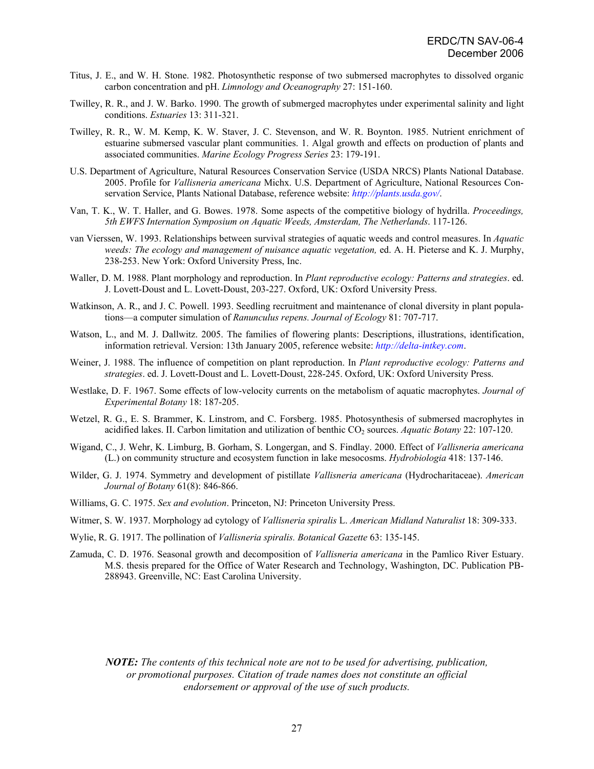Titus, J. E., and W. H. Stone. 1982. Photosynthetic response of two submersed macrophytes to dissolved organic carbon concentration and pH. *Limnology and Oceanography* 27: 151-160.

Twilley, R. R., and J. W. Barko. 1990. The growth of submerged macrophytes under experimental salinity and light conditions. *Estuaries* 13: 311-321.

Twilley, R. R., W. M. Kemp, K. W. Staver, J. C. Stevenson, and W. R. Boynton. 1985. Nutrient enrichment of estuarine submersed vascular plant communities. 1. Algal growth and effects on production of plants and associated communities. *Marine Ecology Progress Series* 23: 179-191.

U.S. Department of Agriculture, Natural Resources Conservation Service (USDA NRCS) Plants National Database. 2005. Profile for *Vallisneria americana* Michx. U.S. Department of Agriculture, National Resources Conservation Service, Plants National Database, reference website: *http://plants.usda.gov/*.

Van, T. K., W. T. Haller, and G. Bowes. 1978. Some aspects of the competitive biology of hydrilla. *Proceedings, 5th EWFS Internation Symposium on Aquatic Weeds, Amsterdam, The Netherlands*. 117-126.

van Vierssen, W. 1993. Relationships between survival strategies of aquatic weeds and control measures. In *Aquatic weeds: The ecology and management of nuisance aquatic vegetation,* ed. A. H. Pieterse and K. J. Murphy, 238-253. New York: Oxford University Press, Inc.

Waller, D. M. 1988. Plant morphology and reproduction. In *Plant reproductive ecology: Patterns and strategies*. ed. J. Lovett-Doust and L. Lovett-Doust, 203-227. Oxford, UK: Oxford University Press.

Watkinson, A. R., and J. C. Powell. 1993. Seedling recruitment and maintenance of clonal diversity in plant populations—a computer simulation of *Ranunculus repens. Journal of Ecology* 81: 707-717.

Watson, L., and M. J. Dallwitz. 2005. The families of flowering plants: Descriptions, illustrations, identification, information retrieval. Version: 13th January 2005, reference website: *http://delta-intkey.com*.

Weiner, J. 1988. The influence of competition on plant reproduction. In *Plant reproductive ecology: Patterns and strategies*. ed. J. Lovett-Doust and L. Lovett-Doust, 228-245. Oxford, UK: Oxford University Press.

Westlake, D. F. 1967. Some effects of low-velocity currents on the metabolism of aquatic macrophytes. *Journal of Experimental Botany* 18: 187-205.

Wetzel, R. G., E. S. Brammer, K. Linstrom, and C. Forsberg. 1985. Photosynthesis of submersed macrophytes in acidified lakes. II. Carbon limitation and utilization of benthic $CO_2$ sources. *Aquatic Botany* 22: 107-120.

Wigand, C., J. Wehr, K. Limburg, B. Gorham, S. Longergan, and S. Findlay. 2000. Effect of *Vallisneria americana* (L.) on community structure and ecosystem function in lake mesocosms. *Hydrobiologia* 418: 137-146.

Wilder, G. J. 1974. Symmetry and development of pistillate *Vallisneria americana* (Hydrocharitaceae). *American Journal of Botany* 61(8): 846-866.

Williams, G. C. 1975. *Sex and evolution*. Princeton, NJ: Princeton University Press.

Witmer, S. W. 1937. Morphology ad cytology of *Vallisneria spiralis* L. *American Midland Naturalist* 18: 309-333.

Wylie, R. G. 1917. The pollination of *Vallisneria spiralis. Botanical Gazette* 63: 135-145.

Zamuda, C. D. 1976. Seasonal growth and decomposition of *Vallisneria americana* in the Pamlico River Estuary. M.S. thesis prepared for the Office of Water Research and Technology, Washington, DC. Publication PB-288943. Greenville, NC: East Carolina University.

***NOTE:** The contents of this technical note are not to be used for advertising, publication, or promotional purposes. Citation of trade names does not constitute an official endorsement or approval of the use of such products.*